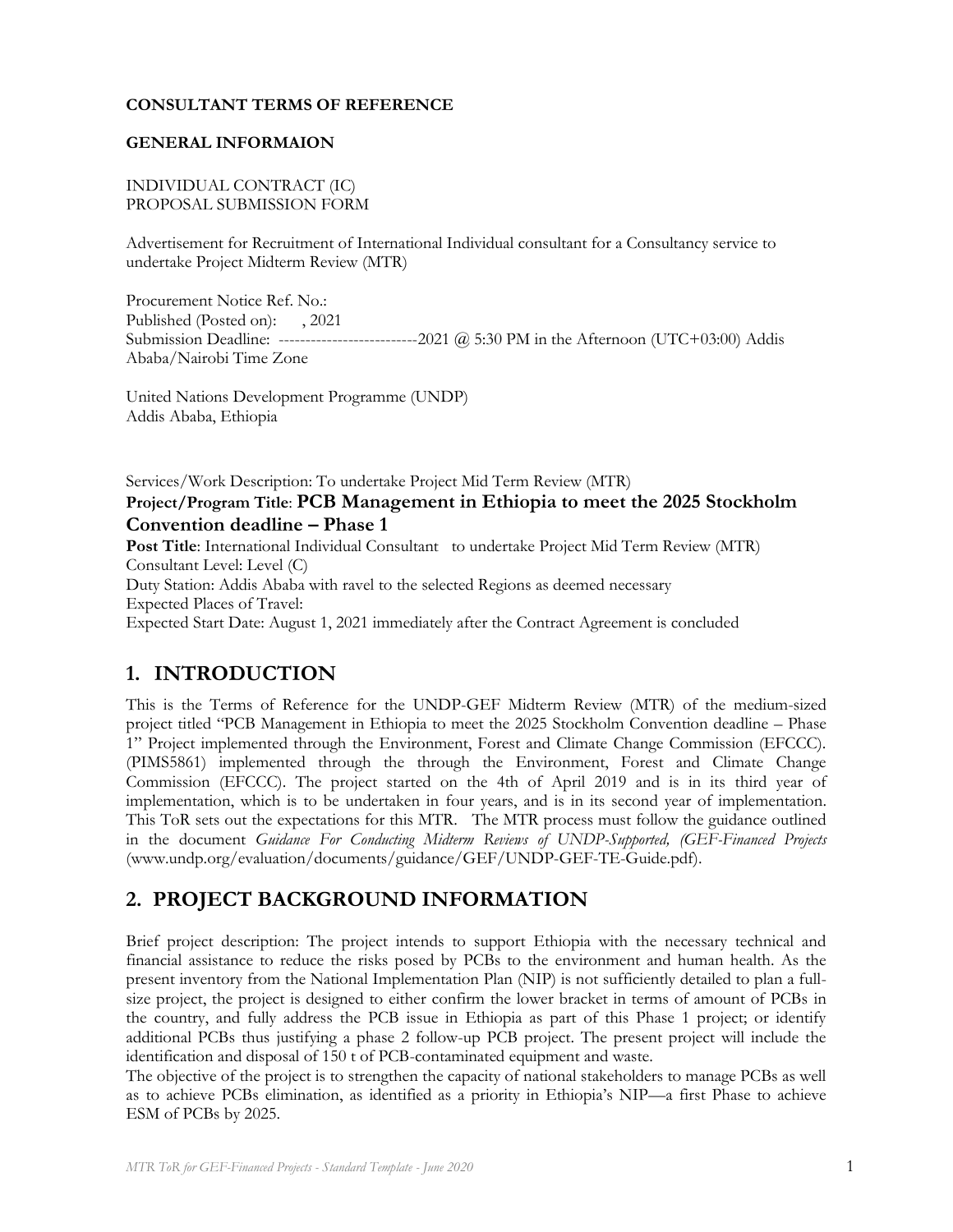**CONSULTANT TERMS OF REFERENCE**

**GENERAL INFORMAION**

INDIVIDUAL CONTRACT (IC)
PROPOSAL SUBMISSION FORM

Advertisement for Recruitment of International Individual consultant for a Consultancy service to undertake Project Midterm Review (MTR)

Procurement Notice Ref. No.:
Published (Posted on): , 2021
Submission Deadline: --------------------------2021 @ 5:30 PM in the Afternoon (UTC+03:00) Addis Ababa/Nairobi Time Zone

United Nations Development Programme (UNDP)
Addis Ababa, Ethiopia

Services/Work Description: To undertake Project Mid Term Review (MTR)
**Project/Program Title**: **PCB Management in Ethiopia to meet the 2025 Stockholm Convention deadline – Phase 1**
**Post Title**: International Individual Consultant to undertake Project Mid Term Review (MTR)
Consultant Level: Level (C)
Duty Station: Addis Ababa with ravel to the selected Regions as deemed necessary
Expected Places of Travel:
Expected Start Date: August 1, 2021 immediately after the Contract Agreement is concluded

# 1. INTRODUCTION

This is the Terms of Reference for the UNDP-GEF Midterm Review (MTR) of the medium-sized project titled "PCB Management in Ethiopia to meet the 2025 Stockholm Convention deadline – Phase 1" Project implemented through the Environment, Forest and Climate Change Commission (EFCCC). (PIMS5861) implemented through the through the Environment, Forest and Climate Change Commission (EFCCC). The project started on the 4th of April 2019 and is in its third year of implementation, which is to be undertaken in four years, and is in its second year of implementation. This ToR sets out the expectations for this MTR. The MTR process must follow the guidance outlined in the document *Guidance For Conducting Midterm Reviews of UNDP-Supported, (GEF-Financed Projects* (www.undp.org/evaluation/documents/guidance/GEF/UNDP-GEF-TE-Guide.pdf).

# 2. PROJECT BACKGROUND INFORMATION

Brief project description: The project intends to support Ethiopia with the necessary technical and financial assistance to reduce the risks posed by PCBs to the environment and human health. As the present inventory from the National Implementation Plan (NIP) is not sufficiently detailed to plan a full-size project, the project is designed to either confirm the lower bracket in terms of amount of PCBs in the country, and fully address the PCB issue in Ethiopia as part of this Phase 1 project; or identify additional PCBs thus justifying a phase 2 follow-up PCB project. The present project will include the identification and disposal of 150 t of PCB-contaminated equipment and waste.

The objective of the project is to strengthen the capacity of national stakeholders to manage PCBs as well as to achieve PCBs elimination, as identified as a priority in Ethiopia's NIP—a first Phase to achieve ESM of PCBs by 2025.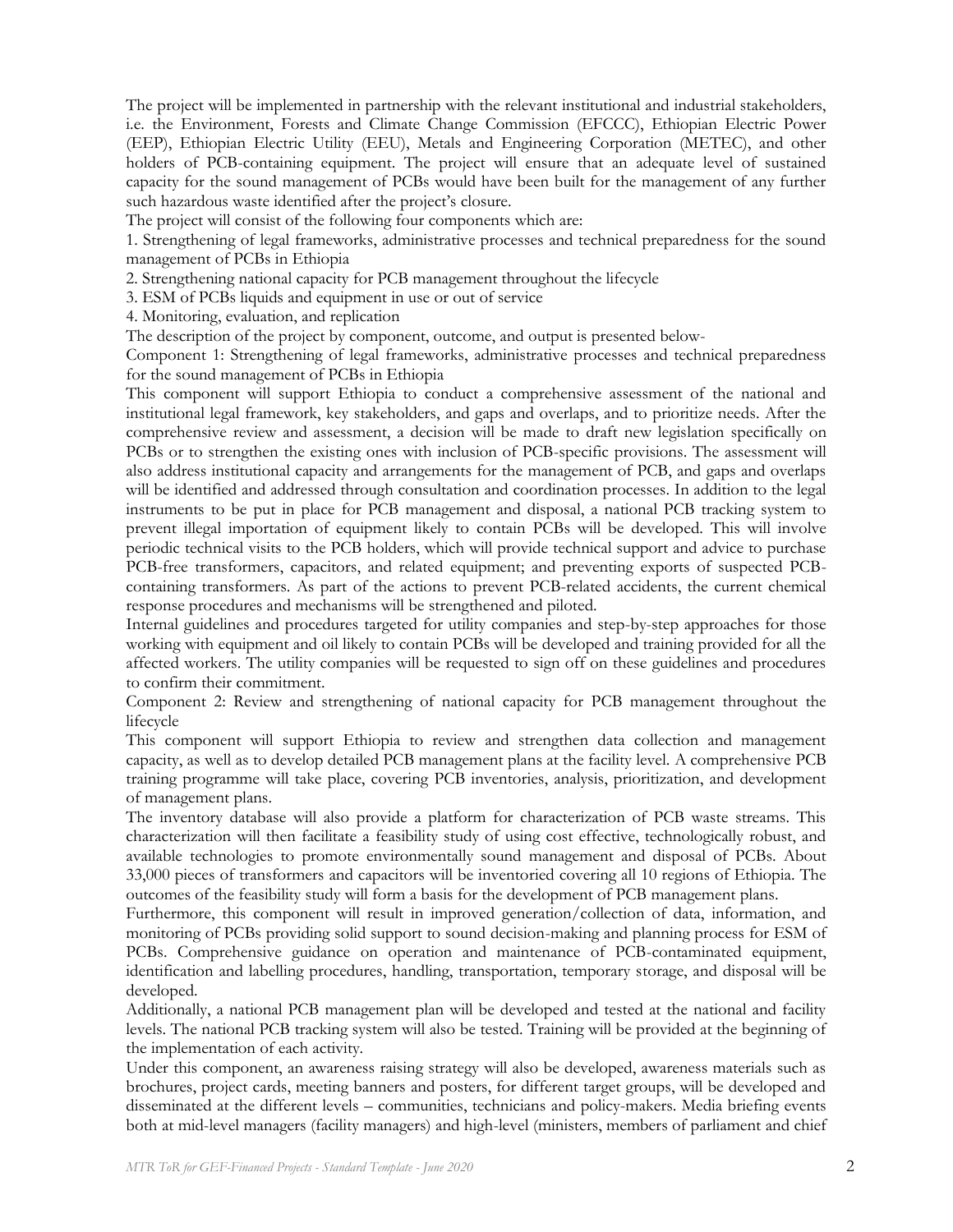The project will be implemented in partnership with the relevant institutional and industrial stakeholders, i.e. the Environment, Forests and Climate Change Commission (EFCCC), Ethiopian Electric Power (EEP), Ethiopian Electric Utility (EEU), Metals and Engineering Corporation (METEC), and other holders of PCB-containing equipment. The project will ensure that an adequate level of sustained capacity for the sound management of PCBs would have been built for the management of any further such hazardous waste identified after the project's closure.

The project will consist of the following four components which are:

1. Strengthening of legal frameworks, administrative processes and technical preparedness for the sound management of PCBs in Ethiopia
2. Strengthening national capacity for PCB management throughout the lifecycle
3. ESM of PCBs liquids and equipment in use or out of service
4. Monitoring, evaluation, and replication

The description of the project by component, outcome, and output is presented below-

Component 1: Strengthening of legal frameworks, administrative processes and technical preparedness for the sound management of PCBs in Ethiopia

This component will support Ethiopia to conduct a comprehensive assessment of the national and institutional legal framework, key stakeholders, and gaps and overlaps, and to prioritize needs. After the comprehensive review and assessment, a decision will be made to draft new legislation specifically on PCBs or to strengthen the existing ones with inclusion of PCB-specific provisions. The assessment will also address institutional capacity and arrangements for the management of PCB, and gaps and overlaps will be identified and addressed through consultation and coordination processes. In addition to the legal instruments to be put in place for PCB management and disposal, a national PCB tracking system to prevent illegal importation of equipment likely to contain PCBs will be developed. This will involve periodic technical visits to the PCB holders, which will provide technical support and advice to purchase PCB-free transformers, capacitors, and related equipment; and preventing exports of suspected PCB-containing transformers. As part of the actions to prevent PCB-related accidents, the current chemical response procedures and mechanisms will be strengthened and piloted.

Internal guidelines and procedures targeted for utility companies and step-by-step approaches for those working with equipment and oil likely to contain PCBs will be developed and training provided for all the affected workers. The utility companies will be requested to sign off on these guidelines and procedures to confirm their commitment.

Component 2: Review and strengthening of national capacity for PCB management throughout the lifecycle

This component will support Ethiopia to review and strengthen data collection and management capacity, as well as to develop detailed PCB management plans at the facility level. A comprehensive PCB training programme will take place, covering PCB inventories, analysis, prioritization, and development of management plans.

The inventory database will also provide a platform for characterization of PCB waste streams. This characterization will then facilitate a feasibility study of using cost effective, technologically robust, and available technologies to promote environmentally sound management and disposal of PCBs. About 33,000 pieces of transformers and capacitors will be inventoried covering all 10 regions of Ethiopia. The outcomes of the feasibility study will form a basis for the development of PCB management plans.

Furthermore, this component will result in improved generation/collection of data, information, and monitoring of PCBs providing solid support to sound decision-making and planning process for ESM of PCBs. Comprehensive guidance on operation and maintenance of PCB-contaminated equipment, identification and labelling procedures, handling, transportation, temporary storage, and disposal will be developed.

Additionally, a national PCB management plan will be developed and tested at the national and facility levels. The national PCB tracking system will also be tested. Training will be provided at the beginning of the implementation of each activity.

Under this component, an awareness raising strategy will also be developed, awareness materials such as brochures, project cards, meeting banners and posters, for different target groups, will be developed and disseminated at the different levels – communities, technicians and policy-makers. Media briefing events both at mid-level managers (facility managers) and high-level (ministers, members of parliament and chief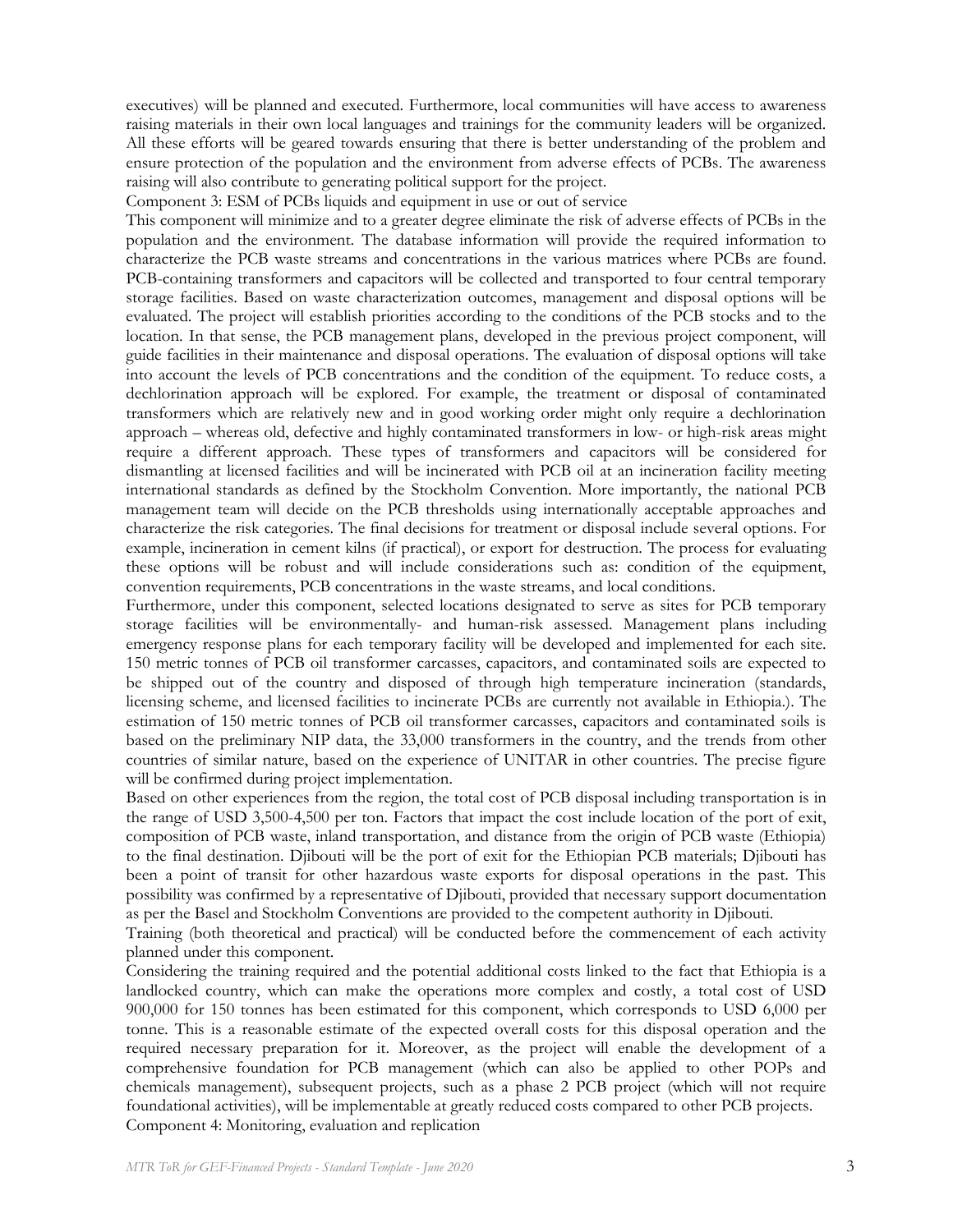executives) will be planned and executed. Furthermore, local communities will have access to awareness raising materials in their own local languages and trainings for the community leaders will be organized. All these efforts will be geared towards ensuring that there is better understanding of the problem and ensure protection of the population and the environment from adverse effects of PCBs. The awareness raising will also contribute to generating political support for the project.

Component 3: ESM of PCBs liquids and equipment in use or out of service

This component will minimize and to a greater degree eliminate the risk of adverse effects of PCBs in the population and the environment. The database information will provide the required information to characterize the PCB waste streams and concentrations in the various matrices where PCBs are found. PCB-containing transformers and capacitors will be collected and transported to four central temporary storage facilities. Based on waste characterization outcomes, management and disposal options will be evaluated. The project will establish priorities according to the conditions of the PCB stocks and to the location. In that sense, the PCB management plans, developed in the previous project component, will guide facilities in their maintenance and disposal operations. The evaluation of disposal options will take into account the levels of PCB concentrations and the condition of the equipment. To reduce costs, a dechlorination approach will be explored. For example, the treatment or disposal of contaminated transformers which are relatively new and in good working order might only require a dechlorination approach – whereas old, defective and highly contaminated transformers in low- or high-risk areas might require a different approach. These types of transformers and capacitors will be considered for dismantling at licensed facilities and will be incinerated with PCB oil at an incineration facility meeting international standards as defined by the Stockholm Convention. More importantly, the national PCB management team will decide on the PCB thresholds using internationally acceptable approaches and characterize the risk categories. The final decisions for treatment or disposal include several options. For example, incineration in cement kilns (if practical), or export for destruction. The process for evaluating these options will be robust and will include considerations such as: condition of the equipment, convention requirements, PCB concentrations in the waste streams, and local conditions.

Furthermore, under this component, selected locations designated to serve as sites for PCB temporary storage facilities will be environmentally- and human-risk assessed. Management plans including emergency response plans for each temporary facility will be developed and implemented for each site. 150 metric tonnes of PCB oil transformer carcasses, capacitors, and contaminated soils are expected to be shipped out of the country and disposed of through high temperature incineration (standards, licensing scheme, and licensed facilities to incinerate PCBs are currently not available in Ethiopia.). The estimation of 150 metric tonnes of PCB oil transformer carcasses, capacitors and contaminated soils is based on the preliminary NIP data, the 33,000 transformers in the country, and the trends from other countries of similar nature, based on the experience of UNITAR in other countries. The precise figure will be confirmed during project implementation.

Based on other experiences from the region, the total cost of PCB disposal including transportation is in the range of USD 3,500-4,500 per ton. Factors that impact the cost include location of the port of exit, composition of PCB waste, inland transportation, and distance from the origin of PCB waste (Ethiopia) to the final destination. Djibouti will be the port of exit for the Ethiopian PCB materials; Djibouti has been a point of transit for other hazardous waste exports for disposal operations in the past. This possibility was confirmed by a representative of Djibouti, provided that necessary support documentation as per the Basel and Stockholm Conventions are provided to the competent authority in Djibouti.

Training (both theoretical and practical) will be conducted before the commencement of each activity planned under this component.

Considering the training required and the potential additional costs linked to the fact that Ethiopia is a landlocked country, which can make the operations more complex and costly, a total cost of USD 900,000 for 150 tonnes has been estimated for this component, which corresponds to USD 6,000 per tonne. This is a reasonable estimate of the expected overall costs for this disposal operation and the required necessary preparation for it. Moreover, as the project will enable the development of a comprehensive foundation for PCB management (which can also be applied to other POPs and chemicals management), subsequent projects, such as a phase 2 PCB project (which will not require foundational activities), will be implementable at greatly reduced costs compared to other PCB projects.

Component 4: Monitoring, evaluation and replication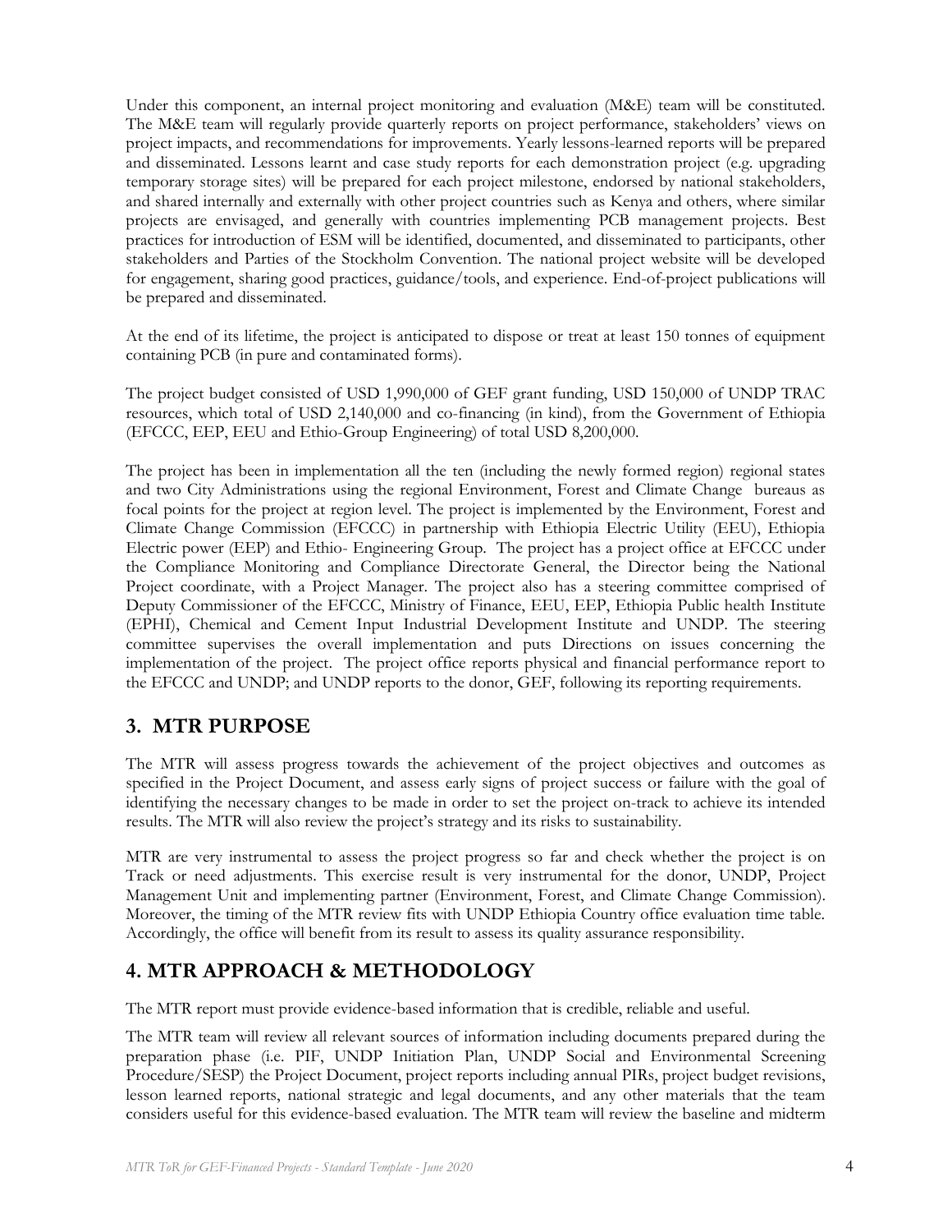Under this component, an internal project monitoring and evaluation (M&E) team will be constituted. The M&E team will regularly provide quarterly reports on project performance, stakeholders' views on project impacts, and recommendations for improvements. Yearly lessons-learned reports will be prepared and disseminated. Lessons learnt and case study reports for each demonstration project (e.g. upgrading temporary storage sites) will be prepared for each project milestone, endorsed by national stakeholders, and shared internally and externally with other project countries such as Kenya and others, where similar projects are envisaged, and generally with countries implementing PCB management projects. Best practices for introduction of ESM will be identified, documented, and disseminated to participants, other stakeholders and Parties of the Stockholm Convention. The national project website will be developed for engagement, sharing good practices, guidance/tools, and experience. End-of-project publications will be prepared and disseminated.

At the end of its lifetime, the project is anticipated to dispose or treat at least 150 tonnes of equipment containing PCB (in pure and contaminated forms).

The project budget consisted of USD 1,990,000 of GEF grant funding, USD 150,000 of UNDP TRAC resources, which total of USD 2,140,000 and co-financing (in kind), from the Government of Ethiopia (EFCCC, EEP, EEU and Ethio-Group Engineering) of total USD 8,200,000.

The project has been in implementation all the ten (including the newly formed region) regional states and two City Administrations using the regional Environment, Forest and Climate Change bureaus as focal points for the project at region level. The project is implemented by the Environment, Forest and Climate Change Commission (EFCCC) in partnership with Ethiopia Electric Utility (EEU), Ethiopia Electric power (EEP) and Ethio- Engineering Group. The project has a project office at EFCCC under the Compliance Monitoring and Compliance Directorate General, the Director being the National Project coordinate, with a Project Manager. The project also has a steering committee comprised of Deputy Commissioner of the EFCCC, Ministry of Finance, EEU, EEP, Ethiopia Public health Institute (EPHI), Chemical and Cement Input Industrial Development Institute and UNDP. The steering committee supervises the overall implementation and puts Directions on issues concerning the implementation of the project. The project office reports physical and financial performance report to the EFCCC and UNDP; and UNDP reports to the donor, GEF, following its reporting requirements.

## 3. MTR PURPOSE

The MTR will assess progress towards the achievement of the project objectives and outcomes as specified in the Project Document, and assess early signs of project success or failure with the goal of identifying the necessary changes to be made in order to set the project on-track to achieve its intended results. The MTR will also review the project's strategy and its risks to sustainability.

MTR are very instrumental to assess the project progress so far and check whether the project is on Track or need adjustments. This exercise result is very instrumental for the donor, UNDP, Project Management Unit and implementing partner (Environment, Forest, and Climate Change Commission). Moreover, the timing of the MTR review fits with UNDP Ethiopia Country office evaluation time table. Accordingly, the office will benefit from its result to assess its quality assurance responsibility.

## 4. MTR APPROACH & METHODOLOGY

The MTR report must provide evidence-based information that is credible, reliable and useful.

The MTR team will review all relevant sources of information including documents prepared during the preparation phase (i.e. PIF, UNDP Initiation Plan, UNDP Social and Environmental Screening Procedure/SESP) the Project Document, project reports including annual PIRs, project budget revisions, lesson learned reports, national strategic and legal documents, and any other materials that the team considers useful for this evidence-based evaluation. The MTR team will review the baseline and midterm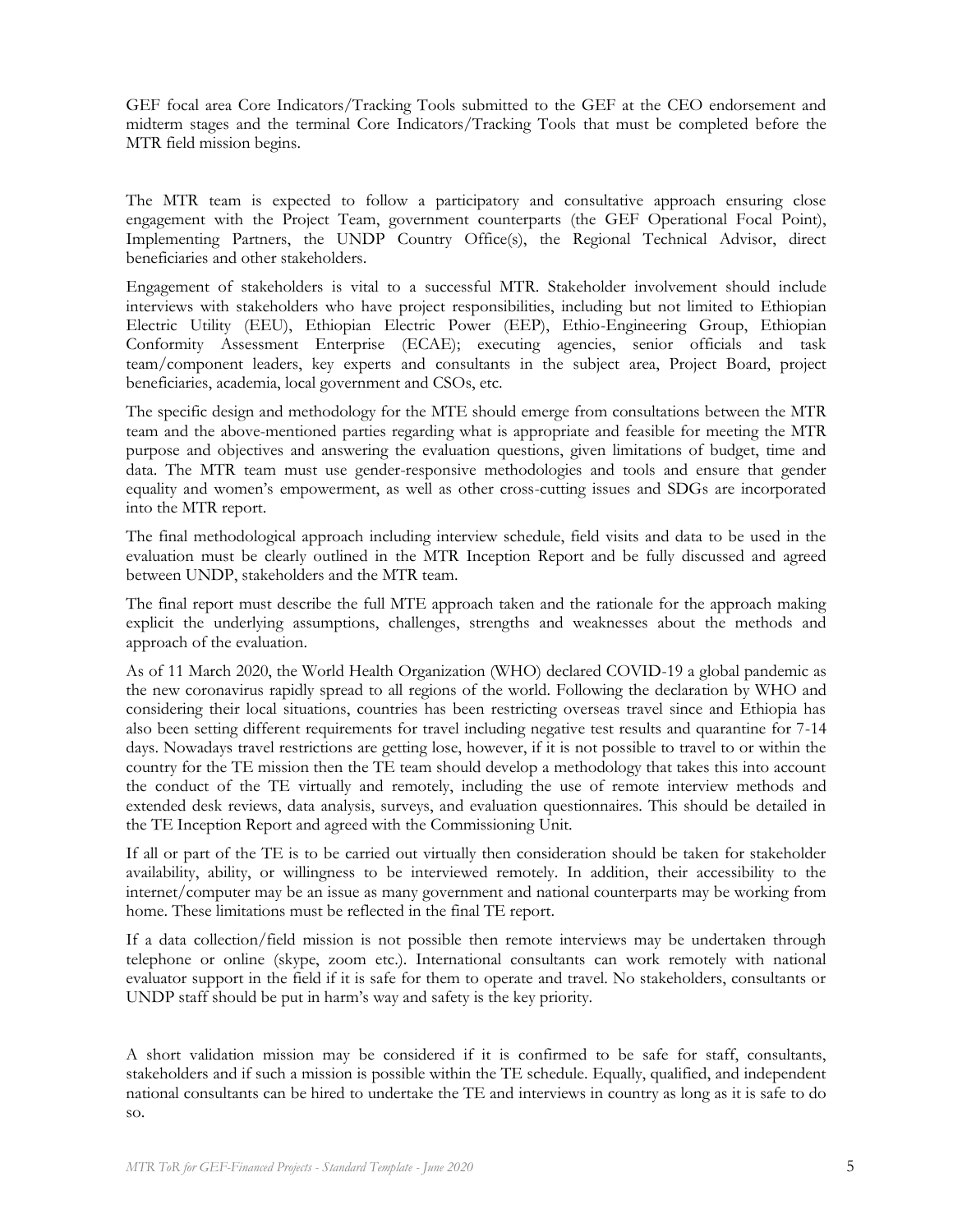GEF focal area Core Indicators/Tracking Tools submitted to the GEF at the CEO endorsement and midterm stages and the terminal Core Indicators/Tracking Tools that must be completed before the MTR field mission begins.

The MTR team is expected to follow a participatory and consultative approach ensuring close engagement with the Project Team, government counterparts (the GEF Operational Focal Point), Implementing Partners, the UNDP Country Office(s), the Regional Technical Advisor, direct beneficiaries and other stakeholders.

Engagement of stakeholders is vital to a successful MTR. Stakeholder involvement should include interviews with stakeholders who have project responsibilities, including but not limited to Ethiopian Electric Utility (EEU), Ethiopian Electric Power (EEP), Ethio-Engineering Group, Ethiopian Conformity Assessment Enterprise (ECAE); executing agencies, senior officials and task team/component leaders, key experts and consultants in the subject area, Project Board, project beneficiaries, academia, local government and CSOs, etc.

The specific design and methodology for the MTE should emerge from consultations between the MTR team and the above-mentioned parties regarding what is appropriate and feasible for meeting the MTR purpose and objectives and answering the evaluation questions, given limitations of budget, time and data. The MTR team must use gender-responsive methodologies and tools and ensure that gender equality and women's empowerment, as well as other cross-cutting issues and SDGs are incorporated into the MTR report.

The final methodological approach including interview schedule, field visits and data to be used in the evaluation must be clearly outlined in the MTR Inception Report and be fully discussed and agreed between UNDP, stakeholders and the MTR team.

The final report must describe the full MTE approach taken and the rationale for the approach making explicit the underlying assumptions, challenges, strengths and weaknesses about the methods and approach of the evaluation.

As of 11 March 2020, the World Health Organization (WHO) declared COVID-19 a global pandemic as the new coronavirus rapidly spread to all regions of the world. Following the declaration by WHO and considering their local situations, countries has been restricting overseas travel since and Ethiopia has also been setting different requirements for travel including negative test results and quarantine for 7-14 days. Nowadays travel restrictions are getting lose, however, if it is not possible to travel to or within the country for the TE mission then the TE team should develop a methodology that takes this into account the conduct of the TE virtually and remotely, including the use of remote interview methods and extended desk reviews, data analysis, surveys, and evaluation questionnaires. This should be detailed in the TE Inception Report and agreed with the Commissioning Unit.

If all or part of the TE is to be carried out virtually then consideration should be taken for stakeholder availability, ability, or willingness to be interviewed remotely. In addition, their accessibility to the internet/computer may be an issue as many government and national counterparts may be working from home. These limitations must be reflected in the final TE report.

If a data collection/field mission is not possible then remote interviews may be undertaken through telephone or online (skype, zoom etc.). International consultants can work remotely with national evaluator support in the field if it is safe for them to operate and travel. No stakeholders, consultants or UNDP staff should be put in harm's way and safety is the key priority.

A short validation mission may be considered if it is confirmed to be safe for staff, consultants, stakeholders and if such a mission is possible within the TE schedule. Equally, qualified, and independent national consultants can be hired to undertake the TE and interviews in country as long as it is safe to do so.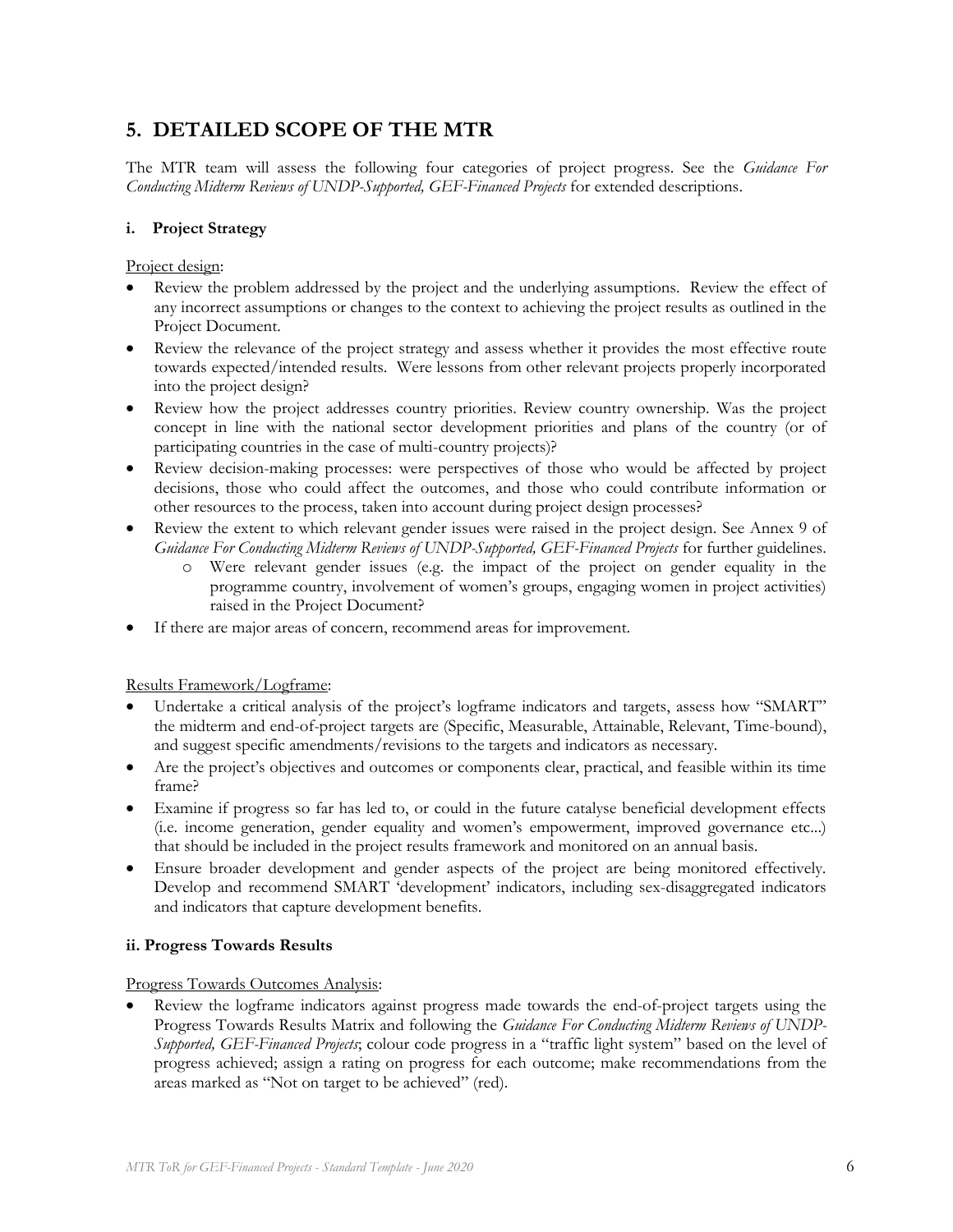## 5. DETAILED SCOPE OF THE MTR

The MTR team will assess the following four categories of project progress. See the *Guidance For Conducting Midterm Reviews of UNDP-Supported, GEF-Financed Projects* for extended descriptions.

### i. Project Strategy

Project design:

- Review the problem addressed by the project and the underlying assumptions. Review the effect of any incorrect assumptions or changes to the context to achieving the project results as outlined in the Project Document.
- Review the relevance of the project strategy and assess whether it provides the most effective route towards expected/intended results. Were lessons from other relevant projects properly incorporated into the project design?
- Review how the project addresses country priorities. Review country ownership. Was the project concept in line with the national sector development priorities and plans of the country (or of participating countries in the case of multi-country projects)?
- Review decision-making processes: were perspectives of those who would be affected by project decisions, those who could affect the outcomes, and those who could contribute information or other resources to the process, taken into account during project design processes?
- Review the extent to which relevant gender issues were raised in the project design. See Annex 9 of *Guidance For Conducting Midterm Reviews of UNDP-Supported, GEF-Financed Projects* for further guidelines.
    - Were relevant gender issues (e.g. the impact of the project on gender equality in the programme country, involvement of women's groups, engaging women in project activities) raised in the Project Document?
- If there are major areas of concern, recommend areas for improvement.

Results Framework/Logframe:

- Undertake a critical analysis of the project's logframe indicators and targets, assess how "SMART" the midterm and end-of-project targets are (Specific, Measurable, Attainable, Relevant, Time-bound), and suggest specific amendments/revisions to the targets and indicators as necessary.
- Are the project's objectives and outcomes or components clear, practical, and feasible within its time frame?
- Examine if progress so far has led to, or could in the future catalyse beneficial development effects (i.e. income generation, gender equality and women's empowerment, improved governance etc...) that should be included in the project results framework and monitored on an annual basis.
- Ensure broader development and gender aspects of the project are being monitored effectively. Develop and recommend SMART 'development' indicators, including sex-disaggregated indicators and indicators that capture development benefits.

### ii. Progress Towards Results

Progress Towards Outcomes Analysis:

- Review the logframe indicators against progress made towards the end-of-project targets using the Progress Towards Results Matrix and following the *Guidance For Conducting Midterm Reviews of UNDP-Supported, GEF-Financed Projects*; colour code progress in a "traffic light system" based on the level of progress achieved; assign a rating on progress for each outcome; make recommendations from the areas marked as "Not on target to be achieved" (red).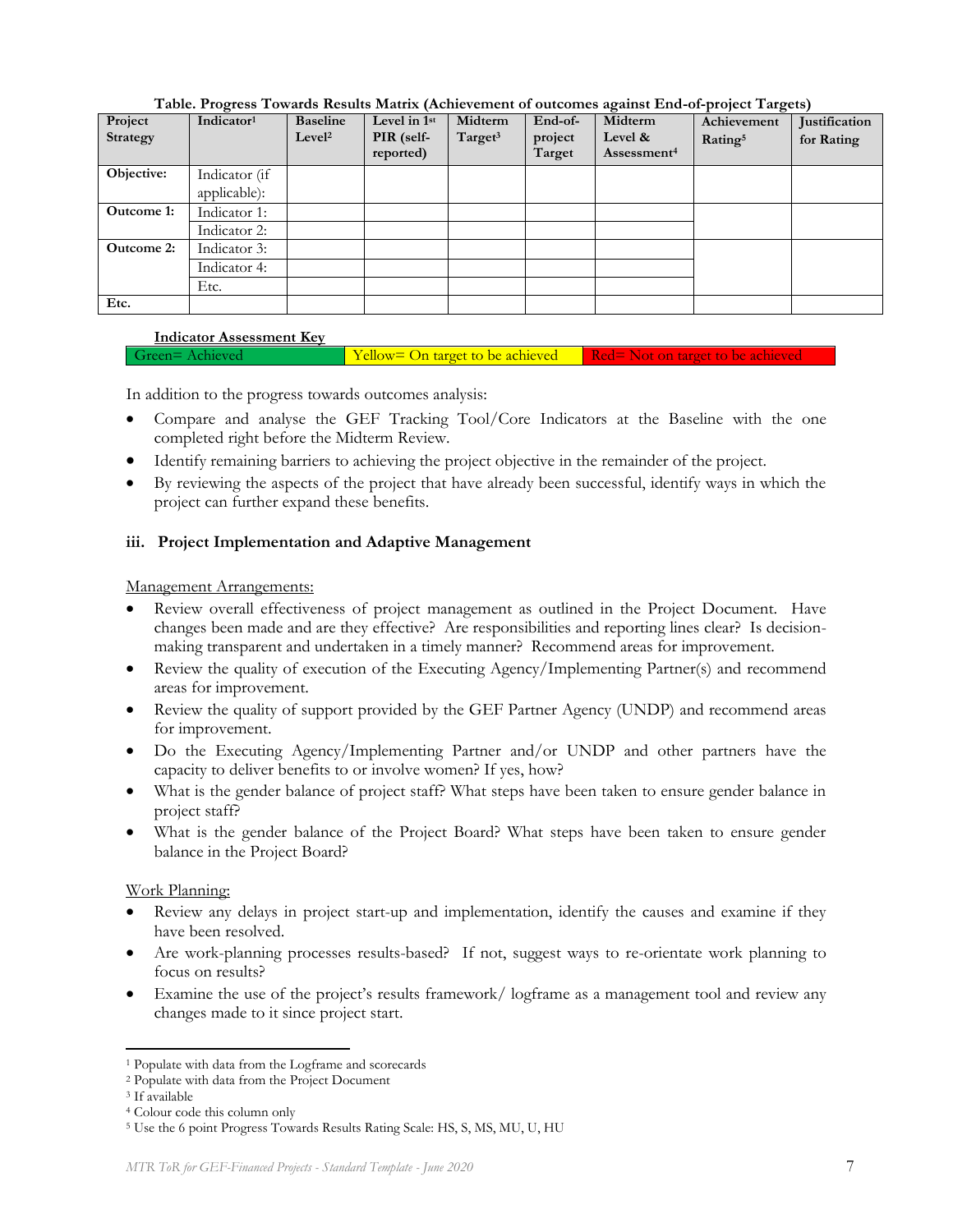**Table. Progress Towards Results Matrix (Achievement of outcomes against End-of-project Targets)**

| Project Strategy | Indicator[1] | Baseline Level[2] | Level in 1st PIR (self-reported) | Midterm Target[3] | End-of-project Target | Midterm Level & Assessment[4] | Achievement Rating[5] | Justification for Rating |
|---|---|---|---|---|---|---|---|---|
| **Objective:** | Indicator (if applicable): | | | | | | | |
| **Outcome 1:** | Indicator 1: | | | | | | | |
| | Indicator 2: | | | | | | | |
| **Outcome 2:** | Indicator 3: | | | | | | | |
| | Indicator 4: | | | | | | | |
| | Etc. | | | | | | | |
| **Etc.** | | | | | | | | |

**Indicator Assessment Key**

| Green= Achieved | Yellow= On target to be achieved | Red= Not on target to be achieved |
|---|---|---|

In addition to the progress towards outcomes analysis:

- Compare and analyse the GEF Tracking Tool/Core Indicators at the Baseline with the one completed right before the Midterm Review.
- Identify remaining barriers to achieving the project objective in the remainder of the project.
- By reviewing the aspects of the project that have already been successful, identify ways in which the project can further expand these benefits.

### iii. Project Implementation and Adaptive Management

Management Arrangements:

- Review overall effectiveness of project management as outlined in the Project Document. Have changes been made and are they effective? Are responsibilities and reporting lines clear? Is decision-making transparent and undertaken in a timely manner? Recommend areas for improvement.
- Review the quality of execution of the Executing Agency/Implementing Partner(s) and recommend areas for improvement.
- Review the quality of support provided by the GEF Partner Agency (UNDP) and recommend areas for improvement.
- Do the Executing Agency/Implementing Partner and/or UNDP and other partners have the capacity to deliver benefits to or involve women? If yes, how?
- What is the gender balance of project staff? What steps have been taken to ensure gender balance in project staff?
- What is the gender balance of the Project Board? What steps have been taken to ensure gender balance in the Project Board?

Work Planning:

- Review any delays in project start-up and implementation, identify the causes and examine if they have been resolved.
- Are work-planning processes results-based? If not, suggest ways to re-orientate work planning to focus on results?
- Examine the use of the project's results framework/ logframe as a management tool and review any changes made to it since project start.

---

[1] Populate with data from the Logframe and scorecards
[2] Populate with data from the Project Document
[3] If available
[4] Colour code this column only
[5] Use the 6 point Progress Towards Results Rating Scale: HS, S, MS, MU, U, HU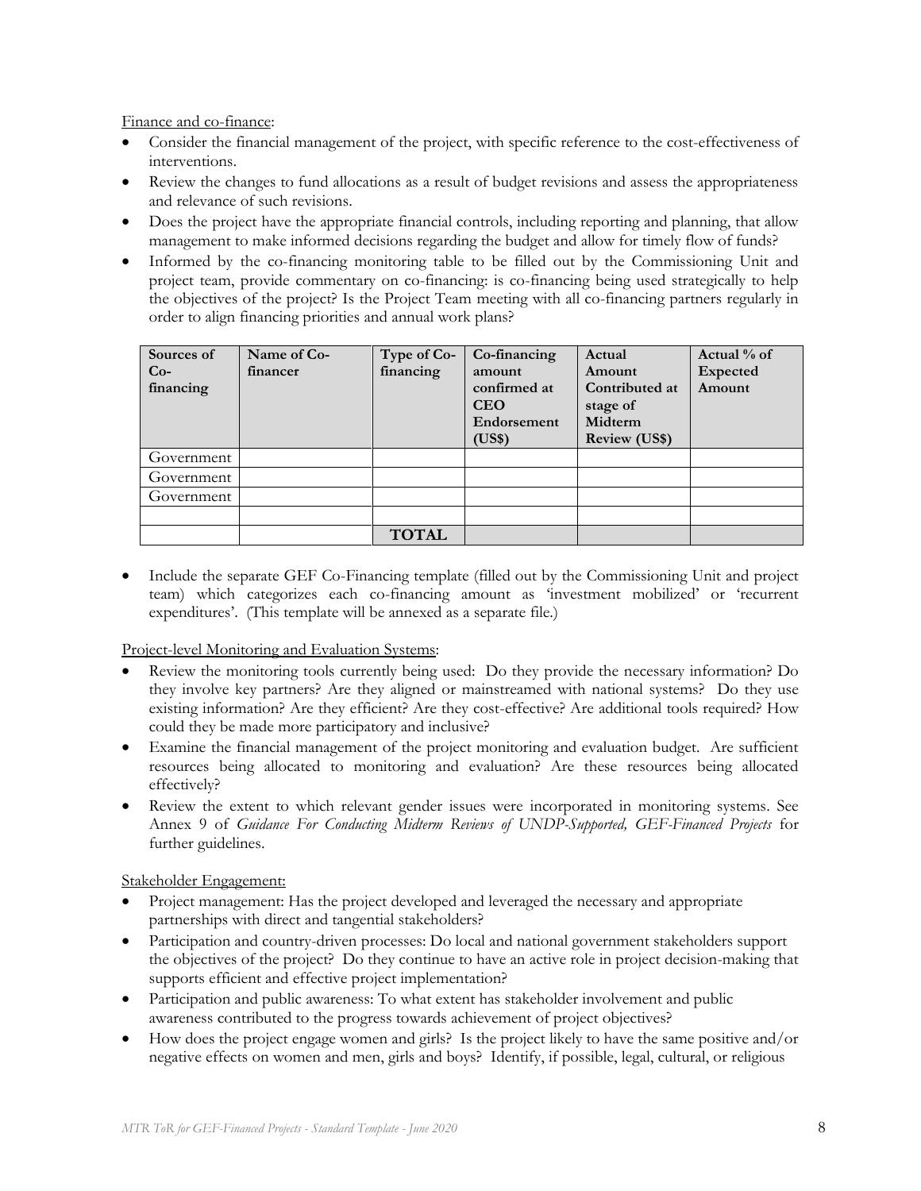Finance and co-finance:

- Consider the financial management of the project, with specific reference to the cost-effectiveness of interventions.
- Review the changes to fund allocations as a result of budget revisions and assess the appropriateness and relevance of such revisions.
- Does the project have the appropriate financial controls, including reporting and planning, that allow management to make informed decisions regarding the budget and allow for timely flow of funds?
- Informed by the co-financing monitoring table to be filled out by the Commissioning Unit and project team, provide commentary on co-financing: is co-financing being used strategically to help the objectives of the project? Is the Project Team meeting with all co-financing partners regularly in order to align financing priorities and annual work plans?

| Sources of Co-financing | Name of Co-financer | Type of Co-financing | Co-financing amount confirmed at CEO Endorsement (US$) | Actual Amount Contributed at stage of Midterm Review (US$) | Actual % of Expected Amount |
|---|---|---|---|---|---|
| Government | | | | | |
| Government | | | | | |
| Government | | | | | |
| | | | | | |
| | | **TOTAL** | | | |

- Include the separate GEF Co-Financing template (filled out by the Commissioning Unit and project team) which categorizes each co-financing amount as 'investment mobilized' or 'recurrent expenditures'. (This template will be annexed as a separate file.)

Project-level Monitoring and Evaluation Systems:

- Review the monitoring tools currently being used: Do they provide the necessary information? Do they involve key partners? Are they aligned or mainstreamed with national systems? Do they use existing information? Are they efficient? Are they cost-effective? Are additional tools required? How could they be made more participatory and inclusive?
- Examine the financial management of the project monitoring and evaluation budget. Are sufficient resources being allocated to monitoring and evaluation? Are these resources being allocated effectively?
- Review the extent to which relevant gender issues were incorporated in monitoring systems. See Annex 9 of *Guidance For Conducting Midterm Reviews of UNDP-Supported, GEF-Financed Projects* for further guidelines.

Stakeholder Engagement:

- Project management: Has the project developed and leveraged the necessary and appropriate partnerships with direct and tangential stakeholders?
- Participation and country-driven processes: Do local and national government stakeholders support the objectives of the project? Do they continue to have an active role in project decision-making that supports efficient and effective project implementation?
- Participation and public awareness: To what extent has stakeholder involvement and public awareness contributed to the progress towards achievement of project objectives?
- How does the project engage women and girls? Is the project likely to have the same positive and/or negative effects on women and men, girls and boys? Identify, if possible, legal, cultural, or religious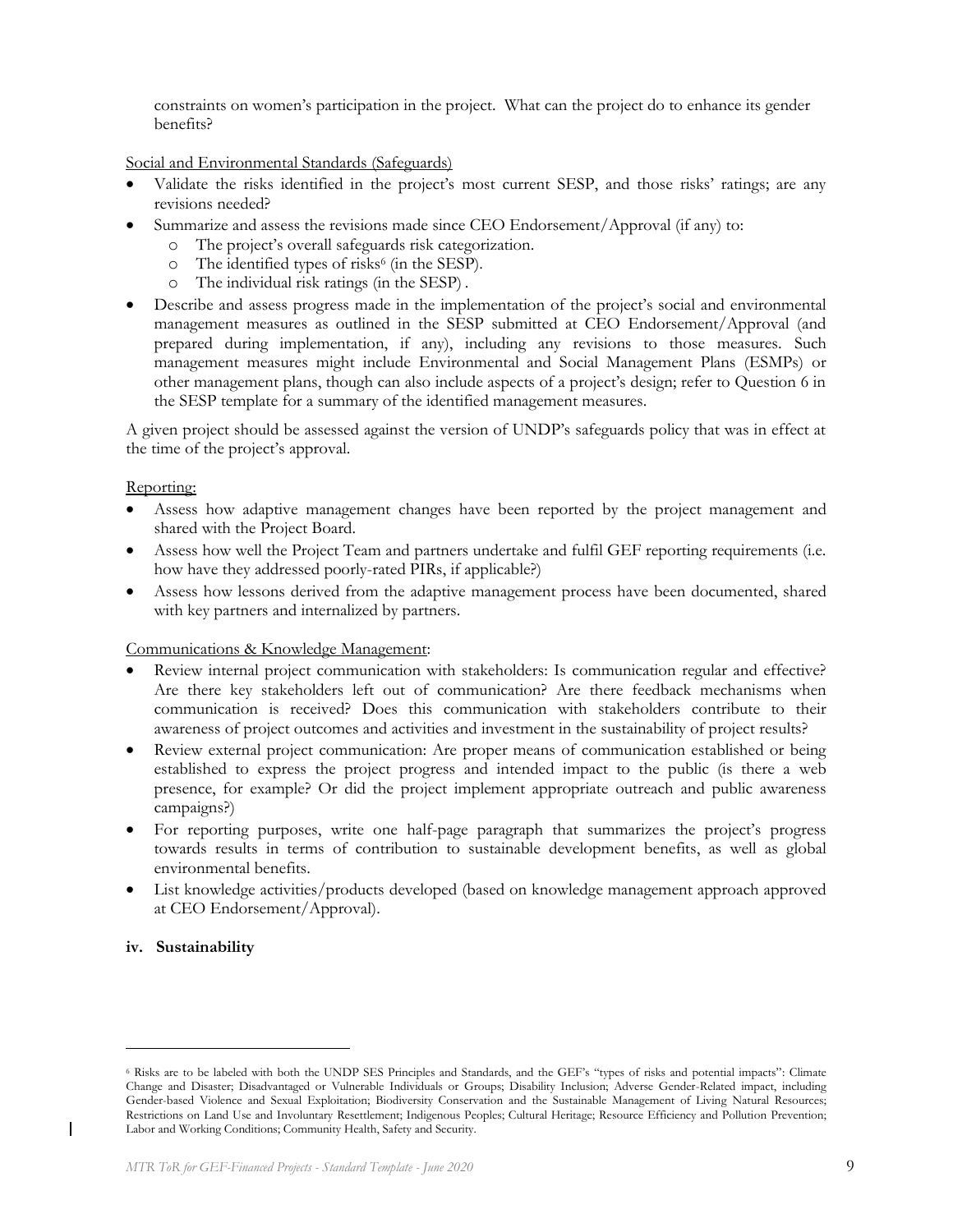constraints on women's participation in the project. What can the project do to enhance its gender benefits?

Social and Environmental Standards (Safeguards)

- Validate the risks identified in the project's most current SESP, and those risks' ratings; are any revisions needed?
- Summarize and assess the revisions made since CEO Endorsement/Approval (if any) to:
  - The project's overall safeguards risk categorization.
  - The identified types of risks[6] (in the SESP).
  - The individual risk ratings (in the SESP) .
- Describe and assess progress made in the implementation of the project's social and environmental management measures as outlined in the SESP submitted at CEO Endorsement/Approval (and prepared during implementation, if any), including any revisions to those measures. Such management measures might include Environmental and Social Management Plans (ESMPs) or other management plans, though can also include aspects of a project's design; refer to Question 6 in the SESP template for a summary of the identified management measures.

A given project should be assessed against the version of UNDP's safeguards policy that was in effect at the time of the project's approval.

Reporting:

- Assess how adaptive management changes have been reported by the project management and shared with the Project Board.
- Assess how well the Project Team and partners undertake and fulfil GEF reporting requirements (i.e. how have they addressed poorly-rated PIRs, if applicable?)
- Assess how lessons derived from the adaptive management process have been documented, shared with key partners and internalized by partners.

Communications & Knowledge Management:

- Review internal project communication with stakeholders: Is communication regular and effective? Are there key stakeholders left out of communication? Are there feedback mechanisms when communication is received? Does this communication with stakeholders contribute to their awareness of project outcomes and activities and investment in the sustainability of project results?
- Review external project communication: Are proper means of communication established or being established to express the project progress and intended impact to the public (is there a web presence, for example? Or did the project implement appropriate outreach and public awareness campaigns?)
- For reporting purposes, write one half-page paragraph that summarizes the project's progress towards results in terms of contribution to sustainable development benefits, as well as global environmental benefits.
- List knowledge activities/products developed (based on knowledge management approach approved at CEO Endorsement/Approval).

**iv. Sustainability**

---

[6] Risks are to be labeled with both the UNDP SES Principles and Standards, and the GEF's "types of risks and potential impacts": Climate Change and Disaster; Disadvantaged or Vulnerable Individuals or Groups; Disability Inclusion; Adverse Gender-Related impact, including Gender-based Violence and Sexual Exploitation; Biodiversity Conservation and the Sustainable Management of Living Natural Resources; Restrictions on Land Use and Involuntary Resettlement; Indigenous Peoples; Cultural Heritage; Resource Efficiency and Pollution Prevention; Labor and Working Conditions; Community Health, Safety and Security.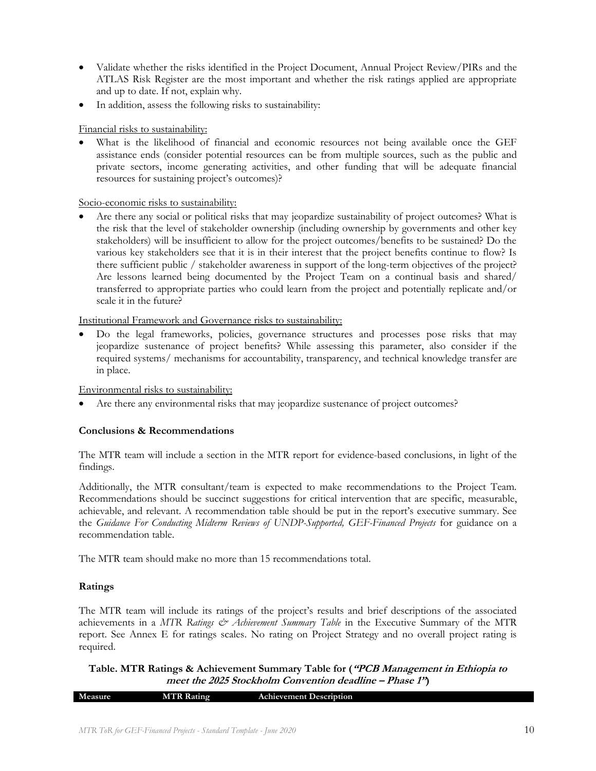- Validate whether the risks identified in the Project Document, Annual Project Review/PIRs and the ATLAS Risk Register are the most important and whether the risk ratings applied are appropriate and up to date. If not, explain why.
- In addition, assess the following risks to sustainability:

<u>Financial risks to sustainability:</u>

- What is the likelihood of financial and economic resources not being available once the GEF assistance ends (consider potential resources can be from multiple sources, such as the public and private sectors, income generating activities, and other funding that will be adequate financial resources for sustaining project's outcomes)?

<u>Socio-economic risks to sustainability:</u>

- Are there any social or political risks that may jeopardize sustainability of project outcomes? What is the risk that the level of stakeholder ownership (including ownership by governments and other key stakeholders) will be insufficient to allow for the project outcomes/benefits to be sustained? Do the various key stakeholders see that it is in their interest that the project benefits continue to flow? Is there sufficient public / stakeholder awareness in support of the long-term objectives of the project? Are lessons learned being documented by the Project Team on a continual basis and shared/ transferred to appropriate parties who could learn from the project and potentially replicate and/or scale it in the future?

<u>Institutional Framework and Governance risks to sustainability:</u>

- Do the legal frameworks, policies, governance structures and processes pose risks that may jeopardize sustenance of project benefits? While assessing this parameter, also consider if the required systems/ mechanisms for accountability, transparency, and technical knowledge transfer are in place.

<u>Environmental risks to sustainability:</u>

- Are there any environmental risks that may jeopardize sustenance of project outcomes?

**Conclusions & Recommendations**

The MTR team will include a section in the MTR report for evidence-based conclusions, in light of the findings.

Additionally, the MTR consultant/team is expected to make recommendations to the Project Team. Recommendations should be succinct suggestions for critical intervention that are specific, measurable, achievable, and relevant. A recommendation table should be put in the report's executive summary. See the *Guidance For Conducting Midterm Reviews of UNDP-Supported, GEF-Financed Projects* for guidance on a recommendation table.

The MTR team should make no more than 15 recommendations total.

**Ratings**

The MTR team will include its ratings of the project's results and brief descriptions of the associated achievements in a *MTR Ratings & Achievement Summary Table* in the Executive Summary of the MTR report. See Annex E for ratings scales. No rating on Project Strategy and no overall project rating is required.

**Table. MTR Ratings & Achievement Summary Table for (*"PCB Management in Ethiopia to meet the 2025 Stockholm Convention deadline – Phase 1"*)**

| Measure | MTR Rating | Achievement Description |
|---|---|---|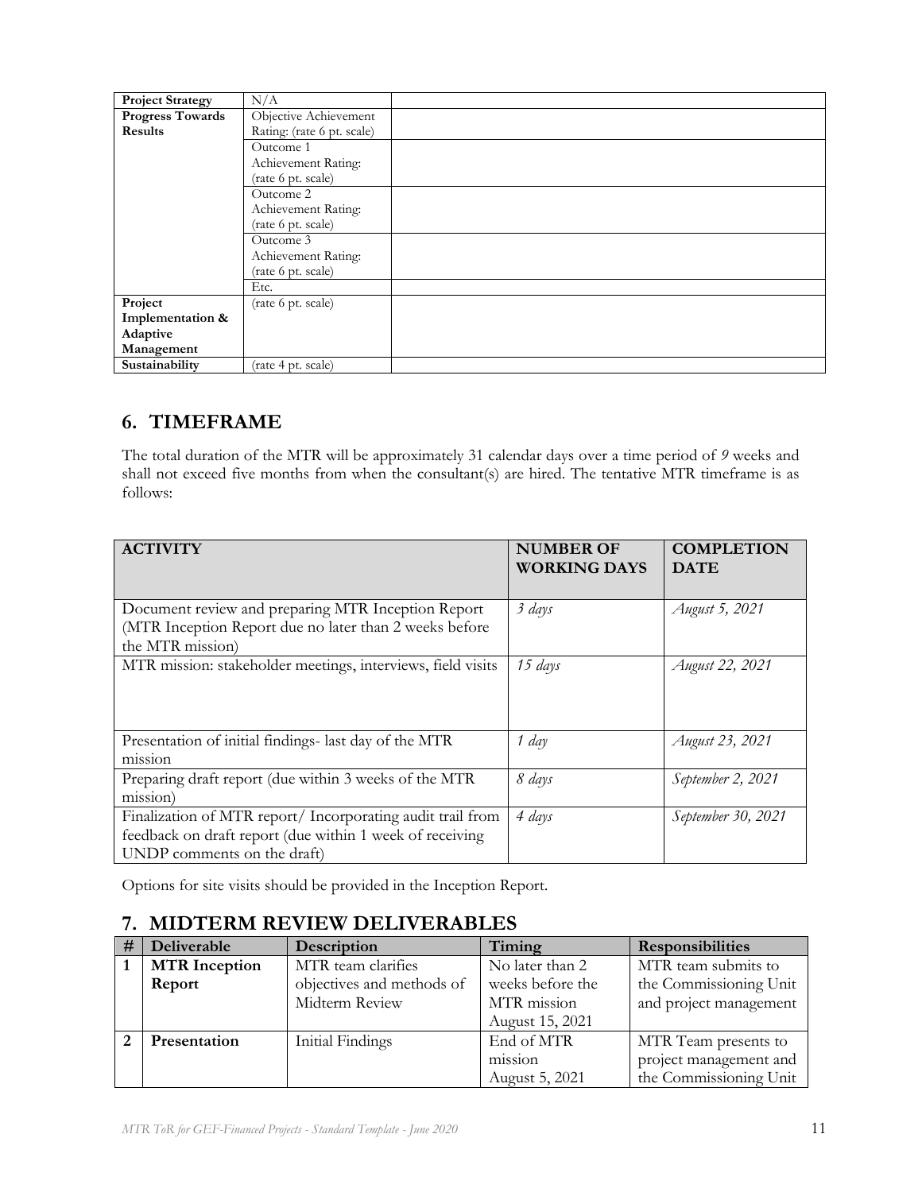| | | |
|---|---|---|
| **Project Strategy** | N/A | |
| **Progress Towards Results** | Objective Achievement Rating: (rate 6 pt. scale) | |
| | Outcome 1 Achievement Rating: (rate 6 pt. scale) | |
| | Outcome 2 Achievement Rating: (rate 6 pt. scale) | |
| | Outcome 3 Achievement Rating: (rate 6 pt. scale) | |
| | Etc. | |
| **Project Implementation & Adaptive Management** | (rate 6 pt. scale) | |
| **Sustainability** | (rate 4 pt. scale) | |

## 6. TIMEFRAME

The total duration of the MTR will be approximately 31 calendar days over a time period of *9* weeks and shall not exceed five months from when the consultant(s) are hired. The tentative MTR timeframe is as follows:

| ACTIVITY | NUMBER OF WORKING DAYS | COMPLETION DATE |
|---|---|---|
| Document review and preparing MTR Inception Report (MTR Inception Report due no later than 2 weeks before the MTR mission) | *3 days* | *August 5, 2021* |
| MTR mission: stakeholder meetings, interviews, field visits | *15 days* | *August 22, 2021* |
| Presentation of initial findings- last day of the MTR mission | *1 day* | *August 23, 2021* |
| Preparing draft report (due within 3 weeks of the MTR mission) | *8 days* | *September 2, 2021* |
| Finalization of MTR report/ Incorporating audit trail from feedback on draft report (due within 1 week of receiving UNDP comments on the draft) | *4 days* | *September 30, 2021* |

Options for site visits should be provided in the Inception Report.

## 7. MIDTERM REVIEW DELIVERABLES

| # | Deliverable | Description | Timing | Responsibilities |
|---|---|---|---|---|
| **1** | **MTR Inception Report** | MTR team clarifies objectives and methods of Midterm Review | No later than 2 weeks before the MTR mission August 15, 2021 | MTR team submits to the Commissioning Unit and project management |
| **2** | **Presentation** | Initial Findings | End of MTR mission August 5, 2021 | MTR Team presents to project management and the Commissioning Unit |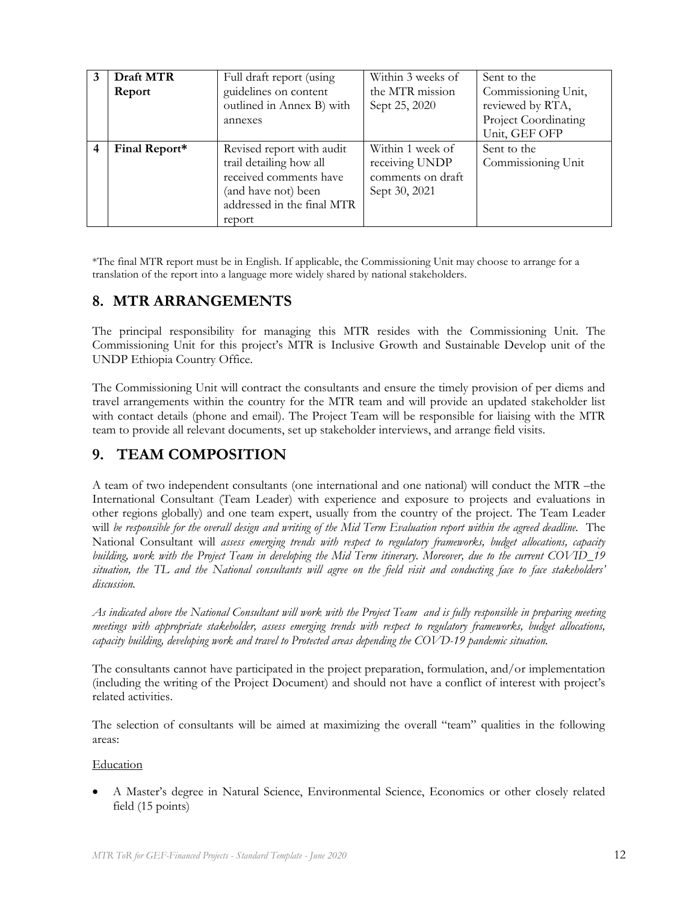| 3 | **Draft MTR Report** | Full draft report (using guidelines on content outlined in Annex B) with annexes | Within 3 weeks of the MTR mission Sept 25, 2020 | Sent to the Commissioning Unit, reviewed by RTA, Project Coordinating Unit, GEF OFP |
|---|---|---|---|---|
| 4 | **Final Report*** | Revised report with audit trail detailing how all received comments have (and have not) been addressed in the final MTR report | Within 1 week of receiving UNDP comments on draft Sept 30, 2021 | Sent to the Commissioning Unit |

*The final MTR report must be in English. If applicable, the Commissioning Unit may choose to arrange for a translation of the report into a language more widely shared by national stakeholders.

## 8. MTR ARRANGEMENTS

The principal responsibility for managing this MTR resides with the Commissioning Unit. The Commissioning Unit for this project's MTR is Inclusive Growth and Sustainable Develop unit of the UNDP Ethiopia Country Office.

The Commissioning Unit will contract the consultants and ensure the timely provision of per diems and travel arrangements within the country for the MTR team and will provide an updated stakeholder list with contact details (phone and email). The Project Team will be responsible for liaising with the MTR team to provide all relevant documents, set up stakeholder interviews, and arrange field visits.

## 9. TEAM COMPOSITION

A team of two independent consultants (one international and one national) will conduct the MTR –the International Consultant (Team Leader) with experience and exposure to projects and evaluations in other regions globally) and one team expert, usually from the country of the project. The Team Leader will *be responsible for the overall design and writing of the Mid Term Evaluation report within the agreed deadline.* The National Consultant will *assess emerging trends with respect to regulatory frameworks, budget allocations, capacity building, work with the Project Team in developing the Mid Term itinerary. Moreover, due to the current COVID_19 situation, the TL and the National consultants will agree on the field visit and conducting face to face stakeholders' discussion.*

*As indicated above the National Consultant will work with the Project Team and is fully responsible in preparing meeting meetings with appropriate stakeholder, assess emerging trends with respect to regulatory frameworks, budget allocations, capacity building, developing work and travel to Protected areas depending the COVD-19 pandemic situation.*

The consultants cannot have participated in the project preparation, formulation, and/or implementation (including the writing of the Project Document) and should not have a conflict of interest with project's related activities.

The selection of consultants will be aimed at maximizing the overall "team" qualities in the following areas:

Education

- A Master's degree in Natural Science, Environmental Science, Economics or other closely related field (15 points)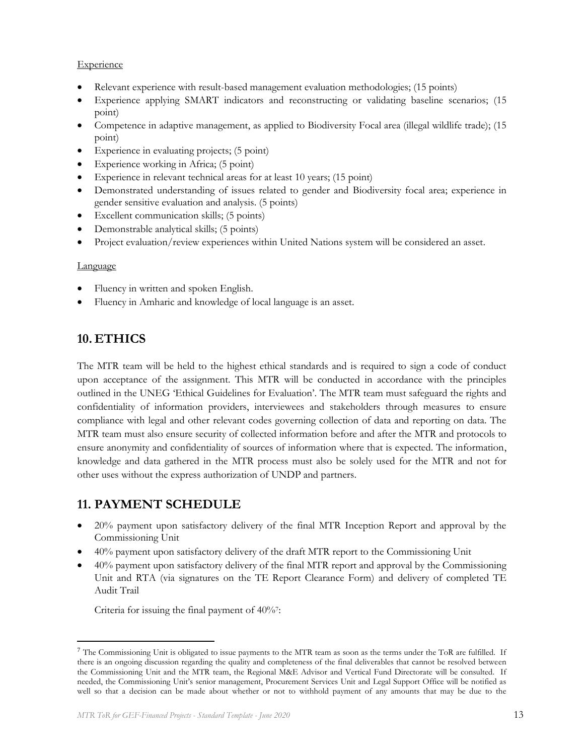Experience

- Relevant experience with result-based management evaluation methodologies; (15 points)
- Experience applying SMART indicators and reconstructing or validating baseline scenarios; (15 point)
- Competence in adaptive management, as applied to Biodiversity Focal area (illegal wildlife trade); (15 point)
- Experience in evaluating projects; (5 point)
- Experience working in Africa; (5 point)
- Experience in relevant technical areas for at least 10 years; (15 point)
- Demonstrated understanding of issues related to gender and Biodiversity focal area; experience in gender sensitive evaluation and analysis. (5 points)
- Excellent communication skills; (5 points)
- Demonstrable analytical skills; (5 points)
- Project evaluation/review experiences within United Nations system will be considered an asset.

Language

- Fluency in written and spoken English.
- Fluency in Amharic and knowledge of local language is an asset.

## 10. ETHICS

The MTR team will be held to the highest ethical standards and is required to sign a code of conduct upon acceptance of the assignment. This MTR will be conducted in accordance with the principles outlined in the UNEG 'Ethical Guidelines for Evaluation'. The MTR team must safeguard the rights and confidentiality of information providers, interviewees and stakeholders through measures to ensure compliance with legal and other relevant codes governing collection of data and reporting on data. The MTR team must also ensure security of collected information before and after the MTR and protocols to ensure anonymity and confidentiality of sources of information where that is expected. The information, knowledge and data gathered in the MTR process must also be solely used for the MTR and not for other uses without the express authorization of UNDP and partners.

## 11. PAYMENT SCHEDULE

- 20% payment upon satisfactory delivery of the final MTR Inception Report and approval by the Commissioning Unit
- 40% payment upon satisfactory delivery of the draft MTR report to the Commissioning Unit
- 40% payment upon satisfactory delivery of the final MTR report and approval by the Commissioning Unit and RTA (via signatures on the TE Report Clearance Form) and delivery of completed TE Audit Trail

  Criteria for issuing the final payment of 40%[7]:

[7] The Commissioning Unit is obligated to issue payments to the MTR team as soon as the terms under the ToR are fulfilled. If there is an ongoing discussion regarding the quality and completeness of the final deliverables that cannot be resolved between the Commissioning Unit and the MTR team, the Regional M&E Advisor and Vertical Fund Directorate will be consulted. If needed, the Commissioning Unit's senior management, Procurement Services Unit and Legal Support Office will be notified as well so that a decision can be made about whether or not to withhold payment of any amounts that may be due to the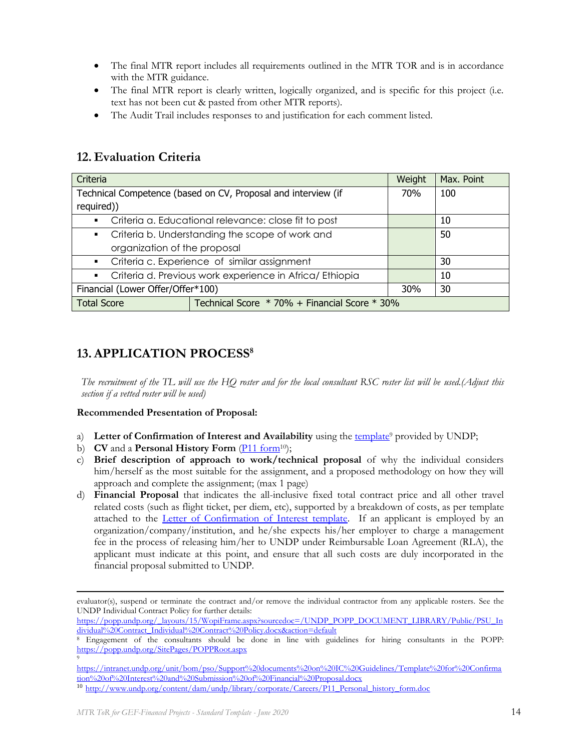- The final MTR report includes all requirements outlined in the MTR TOR and is in accordance with the MTR guidance.
- The final MTR report is clearly written, logically organized, and is specific for this project (i.e. text has not been cut & pasted from other MTR reports).
- The Audit Trail includes responses to and justification for each comment listed.

## 12. Evaluation Criteria

| Criteria | | Weight | Max. Point |
|---|---|---|---|
| Technical Competence (based on CV, Proposal and interview (if required)) | | 70% | 100 |
| ▪ Criteria a. Educational relevance: close fit to post | | | 10 |
| ▪ Criteria b. Understanding the scope of work and organization of the proposal | | | 50 |
| ▪ Criteria c. Experience of similar assignment | | | 30 |
| ▪ Criteria d. Previous work experience in Africa/ Ethiopia | | | 10 |
| Financial (Lower Offer/Offer*100) | | 30% | 30 |
| Total Score | Technical Score * 70% + Financial Score * 30% | | |

## 13. APPLICATION PROCESS[8]

*The recruitment of the TL will use the HQ roster and for the local consultant RSC roster list will be used.(Adjust this section if a vetted roster will be used)*

**Recommended Presentation of Proposal:**

a) **Letter of Confirmation of Interest and Availability** using the template[9] provided by UNDP;
b) **CV** and a **Personal History Form** (P11 form[10]);
c) **Brief description of approach to work/technical proposal** of why the individual considers him/herself as the most suitable for the assignment, and a proposed methodology on how they will approach and complete the assignment; (max 1 page)
d) **Financial Proposal** that indicates the all-inclusive fixed total contract price and all other travel related costs (such as flight ticket, per diem, etc), supported by a breakdown of costs, as per template attached to the Letter of Confirmation of Interest template. If an applicant is employed by an organization/company/institution, and he/she expects his/her employer to charge a management fee in the process of releasing him/her to UNDP under Reimbursable Loan Agreement (RLA), the applicant must indicate at this point, and ensure that all such costs are duly incorporated in the financial proposal submitted to UNDP.

---

evaluator(s), suspend or terminate the contract and/or remove the individual contractor from any applicable rosters. See the UNDP Individual Contract Policy for further details: https://popp.undp.org/_layouts/15/WopiFrame.aspx?sourcedoc=/UNDP_POPP_DOCUMENT_LIBRARY/Public/PSU_Individual%20Contract_Individual%20Contract%20Policy.docx&action=default

[8] Engagement of the consultants should be done in line with guidelines for hiring consultants in the POPP: https://popp.undp.org/SitePages/POPPRoot.aspx

[9] https://intranet.undp.org/unit/bom/pso/Support%20documents%20on%20IC%20Guidelines/Template%20for%20Confirmation%20of%20Interest%20and%20Submission%20of%20Financial%20Proposal.docx

[10] http://www.undp.org/content/dam/undp/library/corporate/Careers/P11_Personal_history_form.doc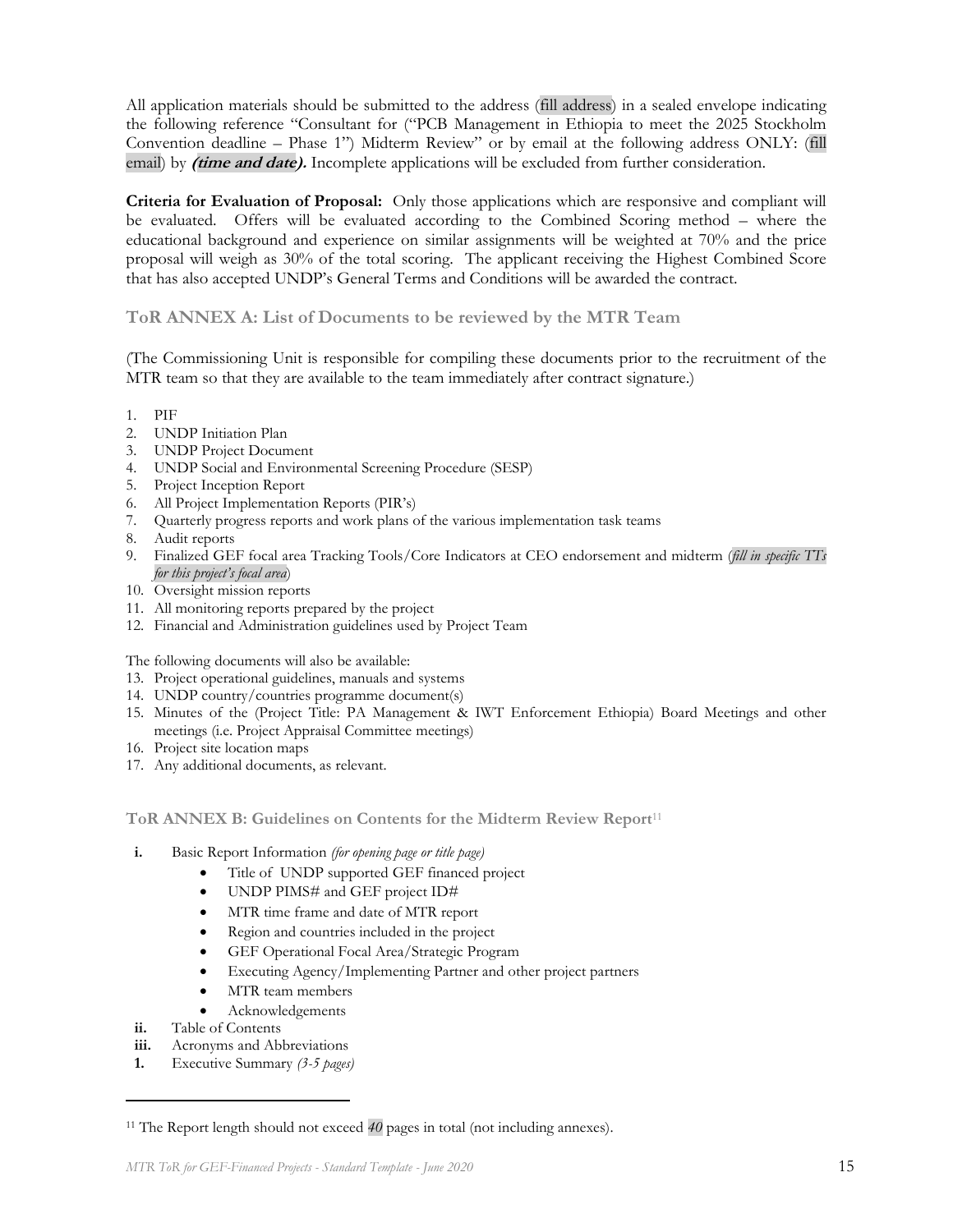All application materials should be submitted to the address (fill address) in a sealed envelope indicating the following reference "Consultant for ("PCB Management in Ethiopia to meet the 2025 Stockholm Convention deadline – Phase 1") Midterm Review" or by email at the following address ONLY: (fill email) by ***(time and date).*** Incomplete applications will be excluded from further consideration.

**Criteria for Evaluation of Proposal:** Only those applications which are responsive and compliant will be evaluated. Offers will be evaluated according to the Combined Scoring method – where the educational background and experience on similar assignments will be weighted at 70% and the price proposal will weigh as 30% of the total scoring. The applicant receiving the Highest Combined Score that has also accepted UNDP's General Terms and Conditions will be awarded the contract.

### ToR ANNEX A: List of Documents to be reviewed by the MTR Team

(The Commissioning Unit is responsible for compiling these documents prior to the recruitment of the MTR team so that they are available to the team immediately after contract signature.)

1. PIF
2. UNDP Initiation Plan
3. UNDP Project Document
4. UNDP Social and Environmental Screening Procedure (SESP)
5. Project Inception Report
6. All Project Implementation Reports (PIR's)
7. Quarterly progress reports and work plans of the various implementation task teams
8. Audit reports
9. Finalized GEF focal area Tracking Tools/Core Indicators at CEO endorsement and midterm (*fill in specific TTs for this project's focal area*)
10. Oversight mission reports
11. All monitoring reports prepared by the project
12. Financial and Administration guidelines used by Project Team

The following documents will also be available:

13. Project operational guidelines, manuals and systems
14. UNDP country/countries programme document(s)
15. Minutes of the (Project Title: PA Management & IWT Enforcement Ethiopia) Board Meetings and other meetings (i.e. Project Appraisal Committee meetings)
16. Project site location maps
17. Any additional documents, as relevant.

### ToR ANNEX B: Guidelines on Contents for the Midterm Review Report[11]

- **i.** Basic Report Information *(for opening page or title page)*
  - Title of UNDP supported GEF financed project
  - UNDP PIMS# and GEF project ID#
  - MTR time frame and date of MTR report
  - Region and countries included in the project
  - GEF Operational Focal Area/Strategic Program
  - Executing Agency/Implementing Partner and other project partners
  - MTR team members
  - Acknowledgements
- **ii.** Table of Contents
- **iii.** Acronyms and Abbreviations
- **1.** Executive Summary *(3-5 pages)*

[11] The Report length should not exceed *40* pages in total (not including annexes).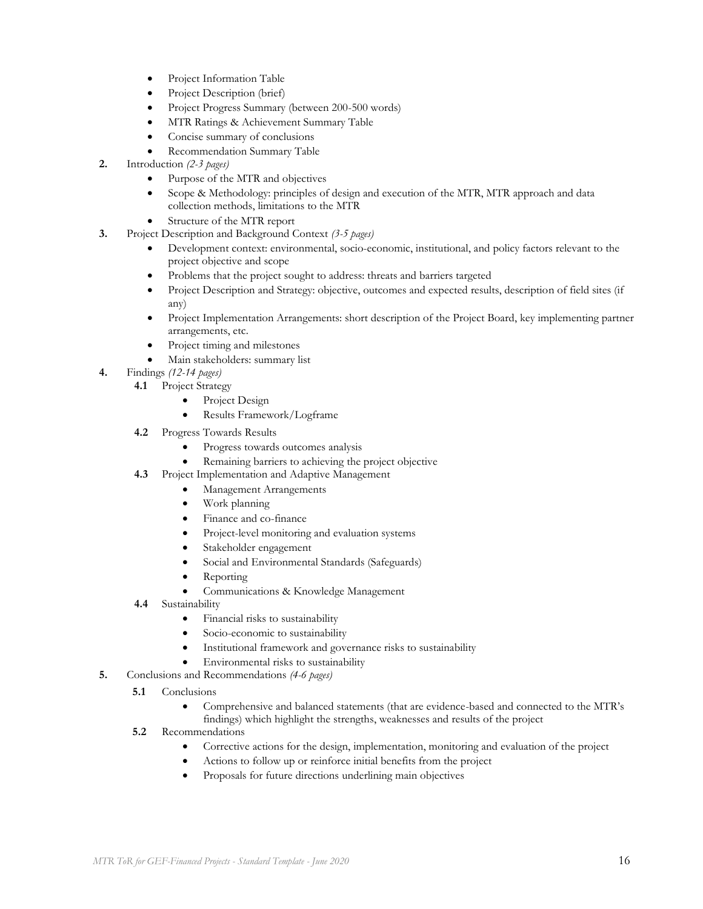- Project Information Table
- Project Description (brief)
- Project Progress Summary (between 200-500 words)
- MTR Ratings & Achievement Summary Table
- Concise summary of conclusions
- Recommendation Summary Table

**2.** Introduction *(2-3 pages)*

- Purpose of the MTR and objectives
- Scope & Methodology: principles of design and execution of the MTR, MTR approach and data collection methods, limitations to the MTR
- Structure of the MTR report

**3.** Project Description and Background Context *(3-5 pages)*

- Development context: environmental, socio-economic, institutional, and policy factors relevant to the project objective and scope
- Problems that the project sought to address: threats and barriers targeted
- Project Description and Strategy: objective, outcomes and expected results, description of field sites (if any)
- Project Implementation Arrangements: short description of the Project Board, key implementing partner arrangements, etc.
- Project timing and milestones
- Main stakeholders: summary list

**4.** Findings *(12-14 pages)*

**4.1** Project Strategy

- Project Design
- Results Framework/Logframe

**4.2** Progress Towards Results

- Progress towards outcomes analysis
- Remaining barriers to achieving the project objective

**4.3** Project Implementation and Adaptive Management

- Management Arrangements
- Work planning
- Finance and co-finance
- Project-level monitoring and evaluation systems
- Stakeholder engagement
- Social and Environmental Standards (Safeguards)
- Reporting
- Communications & Knowledge Management

**4.4** Sustainability

- Financial risks to sustainability
- Socio-economic to sustainability
- Institutional framework and governance risks to sustainability
- Environmental risks to sustainability

**5.** Conclusions and Recommendations *(4-6 pages)*

**5.1** Conclusions

- Comprehensive and balanced statements (that are evidence-based and connected to the MTR's findings) which highlight the strengths, weaknesses and results of the project

**5.2** Recommendations

- Corrective actions for the design, implementation, monitoring and evaluation of the project
- Actions to follow up or reinforce initial benefits from the project
- Proposals for future directions underlining main objectives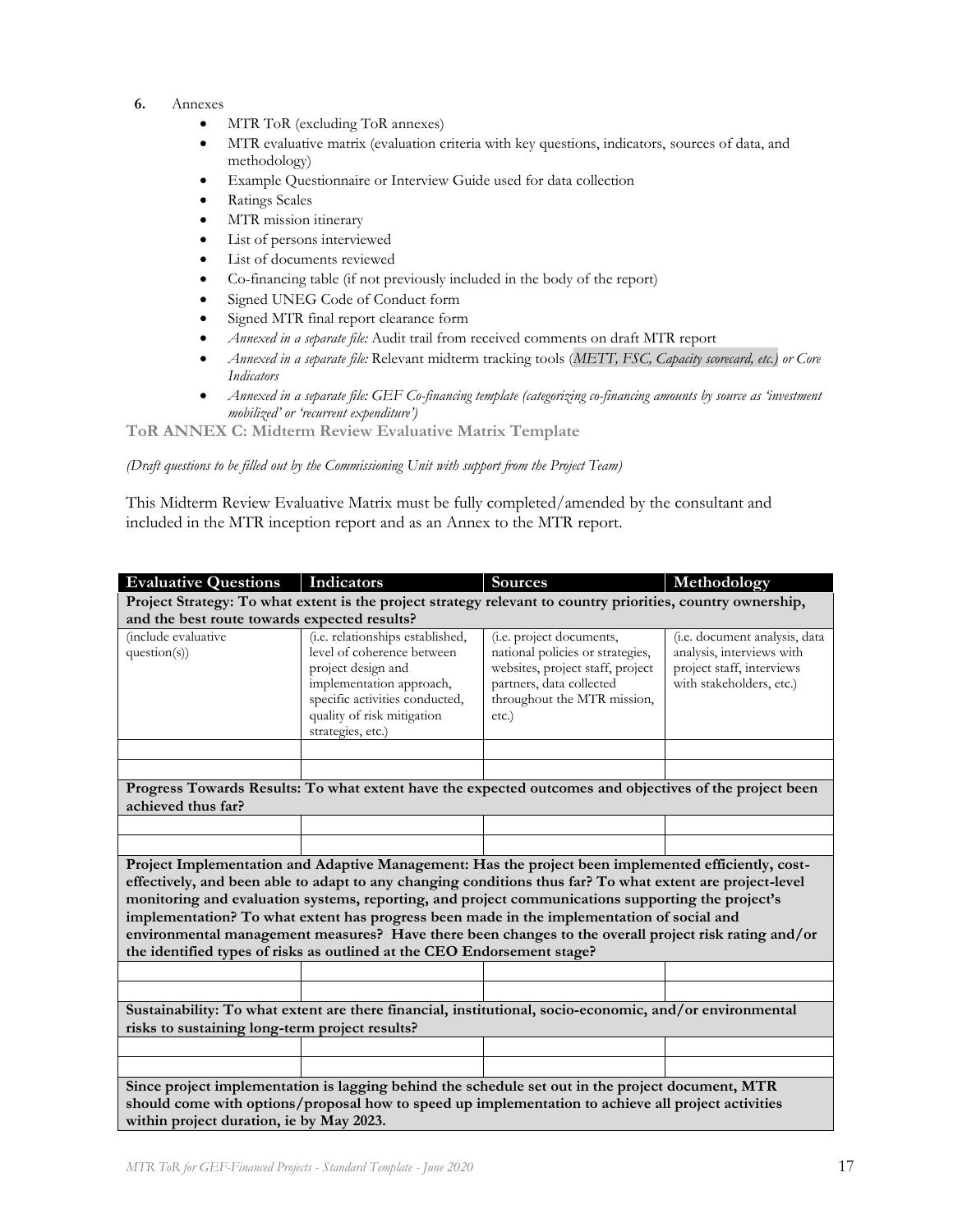6. Annexes
   - MTR ToR (excluding ToR annexes)
   - MTR evaluative matrix (evaluation criteria with key questions, indicators, sources of data, and methodology)
   - Example Questionnaire or Interview Guide used for data collection
   - Ratings Scales
   - MTR mission itinerary
   - List of persons interviewed
   - List of documents reviewed
   - Co-financing table (if not previously included in the body of the report)
   - Signed UNEG Code of Conduct form
   - Signed MTR final report clearance form
   - *Annexed in a separate file:* Audit trail from received comments on draft MTR report
   - *Annexed in a separate file:* Relevant midterm tracking tools (*METT, FSC, Capacity scorecard, etc.) or Core Indicators*
   - *Annexed in a separate file: GEF Co-financing template (categorizing co-financing amounts by source as 'investment mobilized' or 'recurrent expenditure')*

## ToR ANNEX C: Midterm Review Evaluative Matrix Template

*(Draft questions to be filled out by the Commissioning Unit with support from the Project Team)*

This Midterm Review Evaluative Matrix must be fully completed/amended by the consultant and included in the MTR inception report and as an Annex to the MTR report.

| Evaluative Questions | Indicators | Sources | Methodology |
|---|---|---|---|
| **Project Strategy: To what extent is the project strategy relevant to country priorities, country ownership, and the best route towards expected results?** | | | |
| (include evaluative question(s)) | (i.e. relationships established, level of coherence between project design and implementation approach, specific activities conducted, quality of risk mitigation strategies, etc.) | (i.e. project documents, national policies or strategies, websites, project staff, project partners, data collected throughout the MTR mission, etc.) | (i.e. document analysis, data analysis, interviews with project staff, interviews with stakeholders, etc.) |
| | | | |
| | | | |
| **Progress Towards Results: To what extent have the expected outcomes and objectives of the project been achieved thus far?** | | | |
| | | | |
| | | | |
| **Project Implementation and Adaptive Management: Has the project been implemented efficiently, cost-effectively, and been able to adapt to any changing conditions thus far? To what extent are project-level monitoring and evaluation systems, reporting, and project communications supporting the project's implementation? To what extent has progress been made in the implementation of social and environmental management measures? Have there been changes to the overall project risk rating and/or the identified types of risks as outlined at the CEO Endorsement stage?** | | | |
| | | | |
| | | | |
| **Sustainability: To what extent are there financial, institutional, socio-economic, and/or environmental risks to sustaining long-term project results?** | | | |
| | | | |
| | | | |
| **Since project implementation is lagging behind the schedule set out in the project document, MTR should come with options/proposal how to speed up implementation to achieve all project activities within project duration, ie by May 2023.** | | | |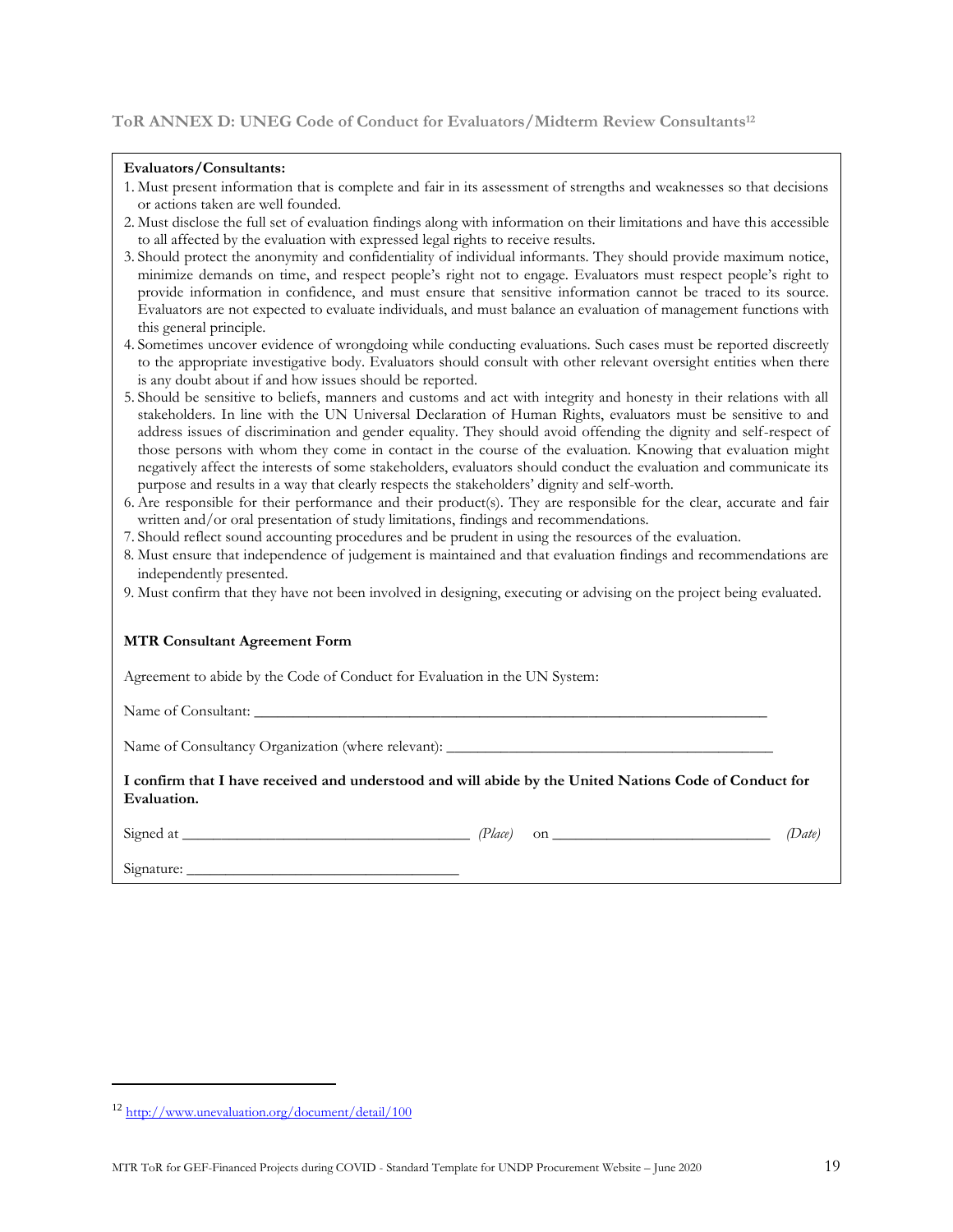### ToR ANNEX D: UNEG Code of Conduct for Evaluators/Midterm Review Consultants[12]

**Evaluators/Consultants:**

1. Must present information that is complete and fair in its assessment of strengths and weaknesses so that decisions or actions taken are well founded.
2. Must disclose the full set of evaluation findings along with information on their limitations and have this accessible to all affected by the evaluation with expressed legal rights to receive results.
3. Should protect the anonymity and confidentiality of individual informants. They should provide maximum notice, minimize demands on time, and respect people's right not to engage. Evaluators must respect people's right to provide information in confidence, and must ensure that sensitive information cannot be traced to its source. Evaluators are not expected to evaluate individuals, and must balance an evaluation of management functions with this general principle.
4. Sometimes uncover evidence of wrongdoing while conducting evaluations. Such cases must be reported discreetly to the appropriate investigative body. Evaluators should consult with other relevant oversight entities when there is any doubt about if and how issues should be reported.
5. Should be sensitive to beliefs, manners and customs and act with integrity and honesty in their relations with all stakeholders. In line with the UN Universal Declaration of Human Rights, evaluators must be sensitive to and address issues of discrimination and gender equality. They should avoid offending the dignity and self-respect of those persons with whom they come in contact in the course of the evaluation. Knowing that evaluation might negatively affect the interests of some stakeholders, evaluators should conduct the evaluation and communicate its purpose and results in a way that clearly respects the stakeholders' dignity and self-worth.
6. Are responsible for their performance and their product(s). They are responsible for the clear, accurate and fair written and/or oral presentation of study limitations, findings and recommendations.
7. Should reflect sound accounting procedures and be prudent in using the resources of the evaluation.
8. Must ensure that independence of judgement is maintained and that evaluation findings and recommendations are independently presented.
9. Must confirm that they have not been involved in designing, executing or advising on the project being evaluated.

**MTR Consultant Agreement Form**

Agreement to abide by the Code of Conduct for Evaluation in the UN System:

Name of Consultant: ____________________________________________________________

Name of Consultancy Organization (where relevant): ________________________________________

**I confirm that I have received and understood and will abide by the United Nations Code of Conduct for Evaluation.**

Signed at ________________________________ *(Place)* on __________________________ *(Date)*

Signature: ________________________________

---

[12] http://www.unevaluation.org/document/detail/100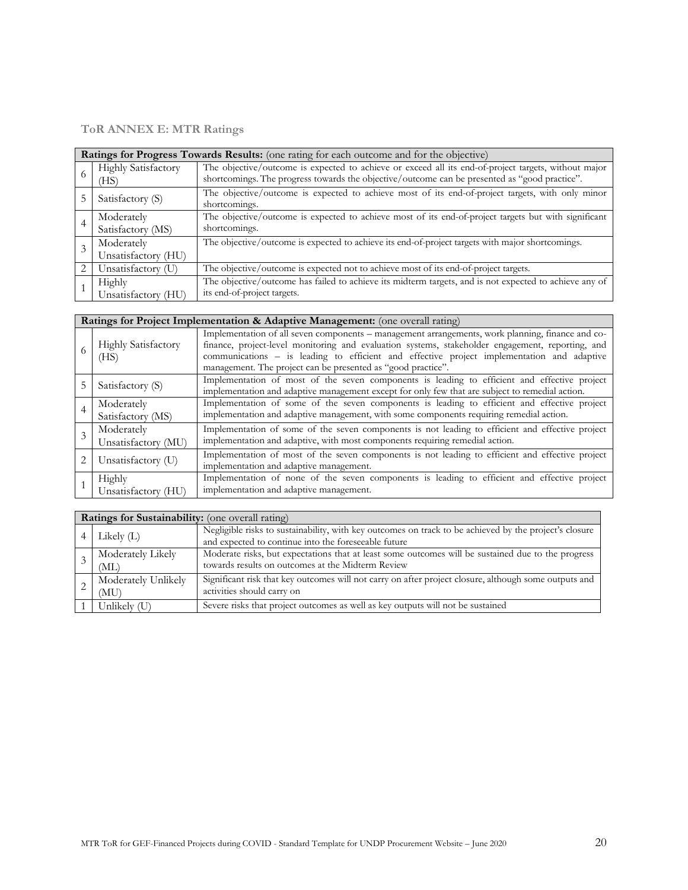### ToR ANNEX E: MTR Ratings

| **Ratings for Progress Towards Results:** (one rating for each outcome and for the objective) | | |
|---|---|---|
| 6 | Highly Satisfactory (HS) | The objective/outcome is expected to achieve or exceed all its end-of-project targets, without major shortcomings. The progress towards the objective/outcome can be presented as "good practice". |
| 5 | Satisfactory (S) | The objective/outcome is expected to achieve most of its end-of-project targets, with only minor shortcomings. |
| 4 | Moderately Satisfactory (MS) | The objective/outcome is expected to achieve most of its end-of-project targets but with significant shortcomings. |
| 3 | Moderately Unsatisfactory (HU) | The objective/outcome is expected to achieve its end-of-project targets with major shortcomings. |
| 2 | Unsatisfactory (U) | The objective/outcome is expected not to achieve most of its end-of-project targets. |
| 1 | Highly Unsatisfactory (HU) | The objective/outcome has failed to achieve its midterm targets, and is not expected to achieve any of its end-of-project targets. |

| **Ratings for Project Implementation & Adaptive Management:** (one overall rating) | | |
|---|---|---|
| 6 | Highly Satisfactory (HS) | Implementation of all seven components – management arrangements, work planning, finance and co-finance, project-level monitoring and evaluation systems, stakeholder engagement, reporting, and communications – is leading to efficient and effective project implementation and adaptive management. The project can be presented as "good practice". |
| 5 | Satisfactory (S) | Implementation of most of the seven components is leading to efficient and effective project implementation and adaptive management except for only few that are subject to remedial action. |
| 4 | Moderately Satisfactory (MS) | Implementation of some of the seven components is leading to efficient and effective project implementation and adaptive management, with some components requiring remedial action. |
| 3 | Moderately Unsatisfactory (MU) | Implementation of some of the seven components is not leading to efficient and effective project implementation and adaptive, with most components requiring remedial action. |
| 2 | Unsatisfactory (U) | Implementation of most of the seven components is not leading to efficient and effective project implementation and adaptive management. |
| 1 | Highly Unsatisfactory (HU) | Implementation of none of the seven components is leading to efficient and effective project implementation and adaptive management. |

| **Ratings for Sustainability:** (one overall rating) | | |
|---|---|---|
| 4 | Likely (L) | Negligible risks to sustainability, with key outcomes on track to be achieved by the project's closure and expected to continue into the foreseeable future |
| 3 | Moderately Likely (ML) | Moderate risks, but expectations that at least some outcomes will be sustained due to the progress towards results on outcomes at the Midterm Review |
| 2 | Moderately Unlikely (MU) | Significant risk that key outcomes will not carry on after project closure, although some outputs and activities should carry on |
| 1 | Unlikely (U) | Severe risks that project outcomes as well as key outputs will not be sustained |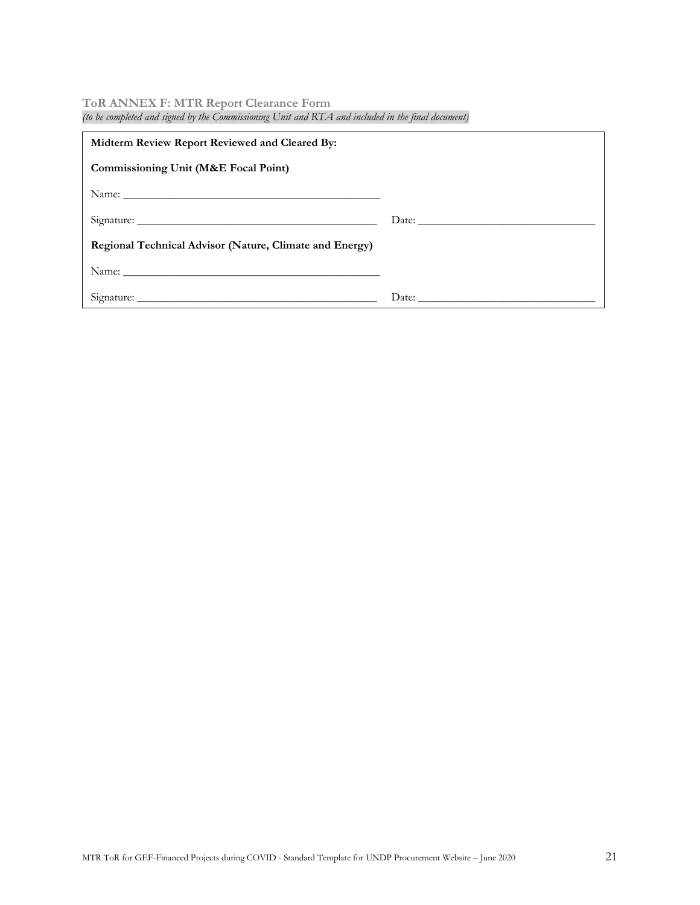### ToR ANNEX F: MTR Report Clearance Form

*(to be completed and signed by the Commissioning Unit and RTA and included in the final document)*

**Midterm Review Report Reviewed and Cleared By:**

**Commissioning Unit (M&E Focal Point)**

Name: _____________________________________________

Signature: __________________________________________ Date: _______________________________

**Regional Technical Advisor (Nature, Climate and Energy)**

Name: _____________________________________________

Signature: __________________________________________ Date: _______________________________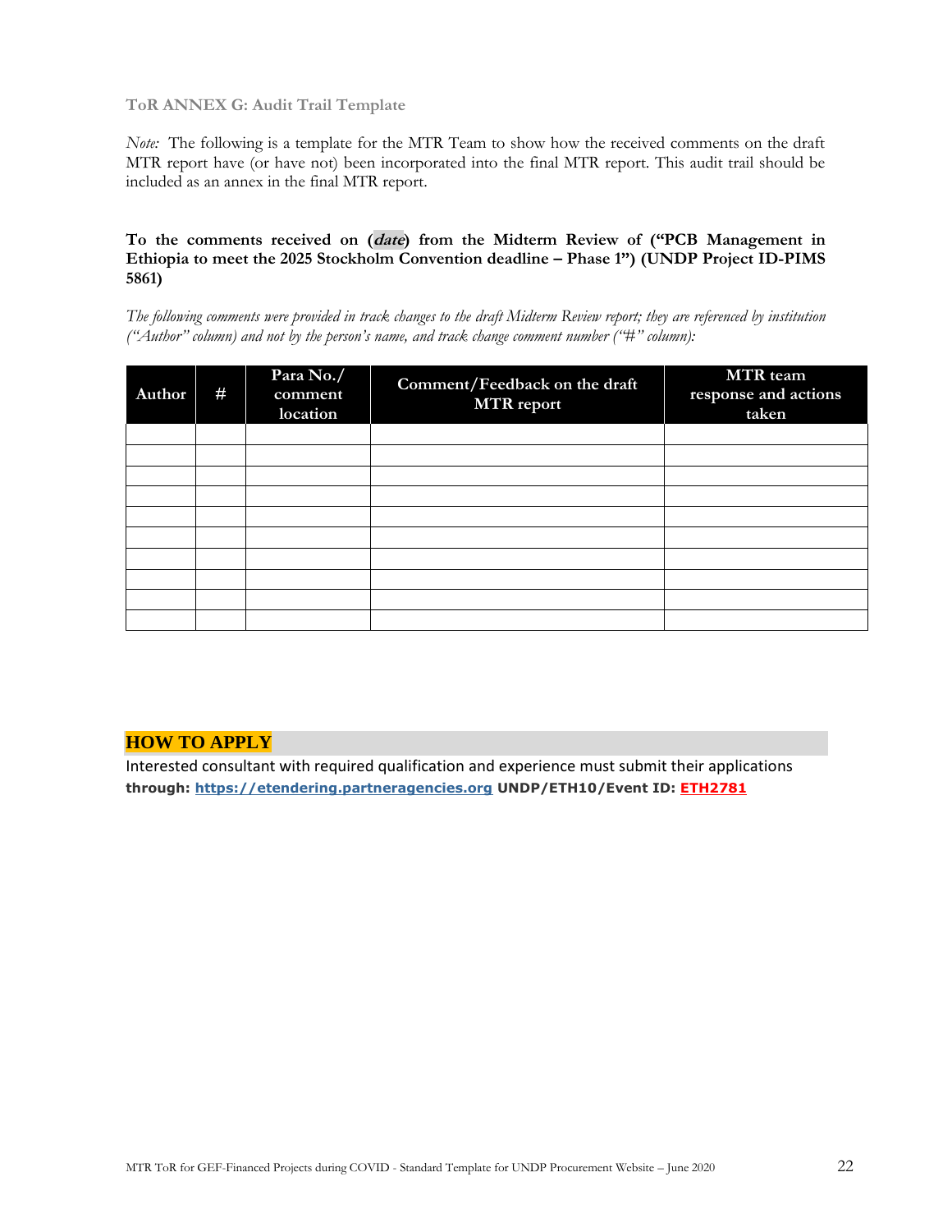### ToR ANNEX G: Audit Trail Template

*Note:* The following is a template for the MTR Team to show how the received comments on the draft MTR report have (or have not) been incorporated into the final MTR report. This audit trail should be included as an annex in the final MTR report.

**To the comments received on (*date*) from the Midterm Review of ("PCB Management in Ethiopia to meet the 2025 Stockholm Convention deadline – Phase 1") (UNDP Project ID-PIMS 5861)**

*The following comments were provided in track changes to the draft Midterm Review report; they are referenced by institution ("Author" column) and not by the person's name, and track change comment number ("#" column):*

| Author | # | Para No./ comment location | Comment/Feedback on the draft MTR report | MTR team response and actions taken |
|---|---|---|---|---|
| | | | | |
| | | | | |
| | | | | |
| | | | | |
| | | | | |
| | | | | |
| | | | | |
| | | | | |
| | | | | |
| | | | | |

## HOW TO APPLY

Interested consultant with required qualification and experience must submit their applications **through: https://etendering.partneragencies.org UNDP/ETH10/Event ID: ETH2781**